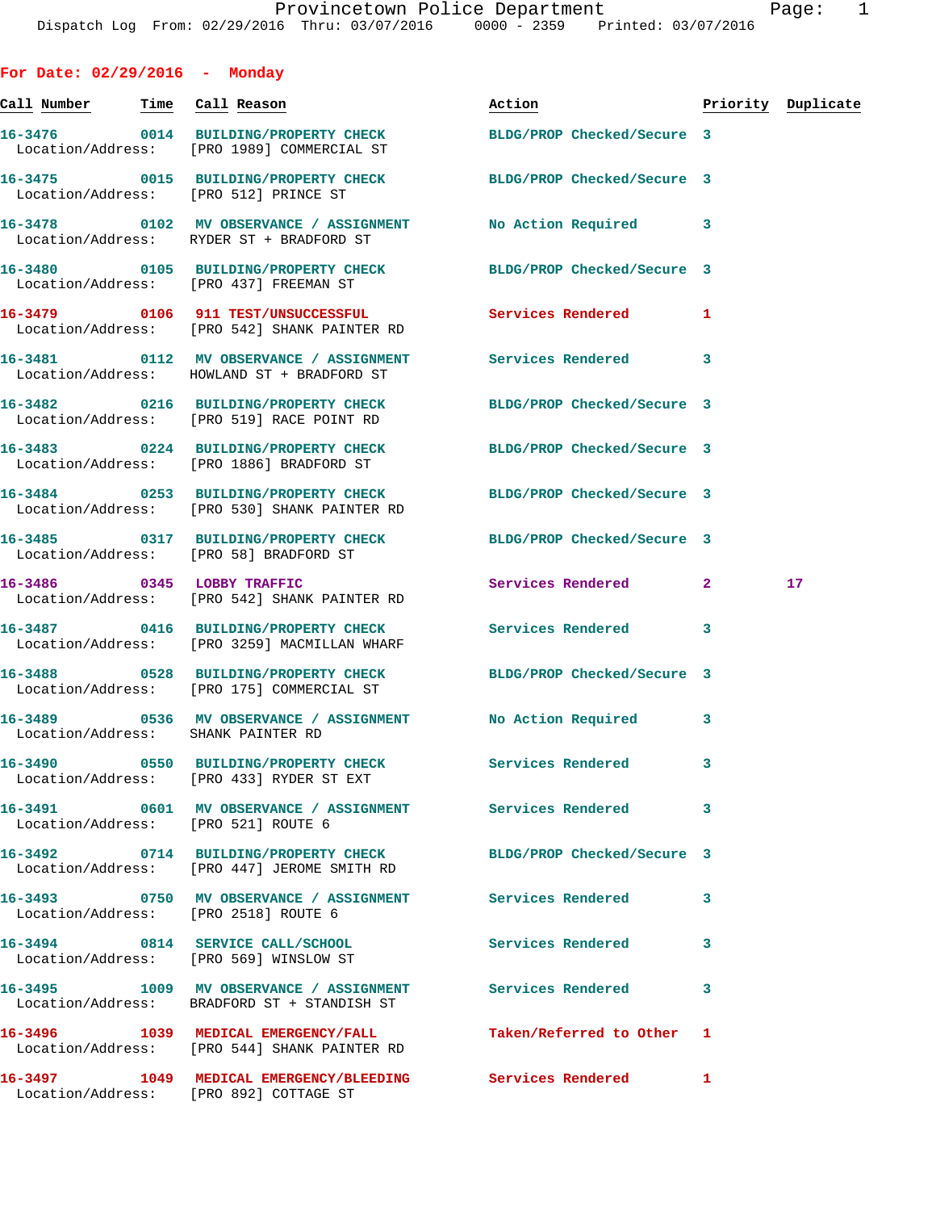Provincetown Police Department
Dispatch Log From: 02/29/2016 Thru: 03/07/2016 0000 - 2359 Printed: 03/07/2016

## For Date: 02/29/2016 - Monday

| Call Number | Time | Call Reason | Action | Priority | Duplicate |
|---|---|---|---|---|---|
| 16-3476 | 0014 | BUILDING/PROPERTY CHECK | BLDG/PROP Checked/Secure | 3 | |
| Location/Address: | | [PRO 1989] COMMERCIAL ST | | | |
| 16-3475 | 0015 | BUILDING/PROPERTY CHECK | BLDG/PROP Checked/Secure | 3 | |
| Location/Address: | | [PRO 512] PRINCE ST | | | |
| 16-3478 | 0102 | MV OBSERVANCE / ASSIGNMENT | No Action Required | 3 | |
| Location/Address: | | RYDER ST + BRADFORD ST | | | |
| 16-3480 | 0105 | BUILDING/PROPERTY CHECK | BLDG/PROP Checked/Secure | 3 | |
| Location/Address: | | [PRO 437] FREEMAN ST | | | |
| 16-3479 | 0106 | 911 TEST/UNSUCCESSFUL | Services Rendered | 1 | |
| Location/Address: | | [PRO 542] SHANK PAINTER RD | | | |
| 16-3481 | 0112 | MV OBSERVANCE / ASSIGNMENT | Services Rendered | 3 | |
| Location/Address: | | HOWLAND ST + BRADFORD ST | | | |
| 16-3482 | 0216 | BUILDING/PROPERTY CHECK | BLDG/PROP Checked/Secure | 3 | |
| Location/Address: | | [PRO 519] RACE POINT RD | | | |
| 16-3483 | 0224 | BUILDING/PROPERTY CHECK | BLDG/PROP Checked/Secure | 3 | |
| Location/Address: | | [PRO 1886] BRADFORD ST | | | |
| 16-3484 | 0253 | BUILDING/PROPERTY CHECK | BLDG/PROP Checked/Secure | 3 | |
| Location/Address: | | [PRO 530] SHANK PAINTER RD | | | |
| 16-3485 | 0317 | BUILDING/PROPERTY CHECK | BLDG/PROP Checked/Secure | 3 | |
| Location/Address: | | [PRO 58] BRADFORD ST | | | |
| 16-3486 | 0345 | LOBBY TRAFFIC | Services Rendered | 2 | 17 |
| Location/Address: | | [PRO 542] SHANK PAINTER RD | | | |
| 16-3487 | 0416 | BUILDING/PROPERTY CHECK | Services Rendered | 3 | |
| Location/Address: | | [PRO 3259] MACMILLAN WHARF | | | |
| 16-3488 | 0528 | BUILDING/PROPERTY CHECK | BLDG/PROP Checked/Secure | 3 | |
| Location/Address: | | [PRO 175] COMMERCIAL ST | | | |
| 16-3489 | 0536 | MV OBSERVANCE / ASSIGNMENT | No Action Required | 3 | |
| Location/Address: | | SHANK PAINTER RD | | | |
| 16-3490 | 0550 | BUILDING/PROPERTY CHECK | Services Rendered | 3 | |
| Location/Address: | | [PRO 433] RYDER ST EXT | | | |
| 16-3491 | 0601 | MV OBSERVANCE / ASSIGNMENT | Services Rendered | 3 | |
| Location/Address: | | [PRO 521] ROUTE 6 | | | |
| 16-3492 | 0714 | BUILDING/PROPERTY CHECK | BLDG/PROP Checked/Secure | 3 | |
| Location/Address: | | [PRO 447] JEROME SMITH RD | | | |
| 16-3493 | 0750 | MV OBSERVANCE / ASSIGNMENT | Services Rendered | 3 | |
| Location/Address: | | [PRO 2518] ROUTE 6 | | | |
| 16-3494 | 0814 | SERVICE CALL/SCHOOL | Services Rendered | 3 | |
| Location/Address: | | [PRO 569] WINSLOW ST | | | |
| 16-3495 | 1009 | MV OBSERVANCE / ASSIGNMENT | Services Rendered | 3 | |
| Location/Address: | | BRADFORD ST + STANDISH ST | | | |
| 16-3496 | 1039 | MEDICAL EMERGENCY/FALL | Taken/Referred to Other | 1 | |
| Location/Address: | | [PRO 544] SHANK PAINTER RD | | | |
| 16-3497 | 1049 | MEDICAL EMERGENCY/BLEEDING | Services Rendered | 1 | |
| Location/Address: | | [PRO 892] COTTAGE ST | | | |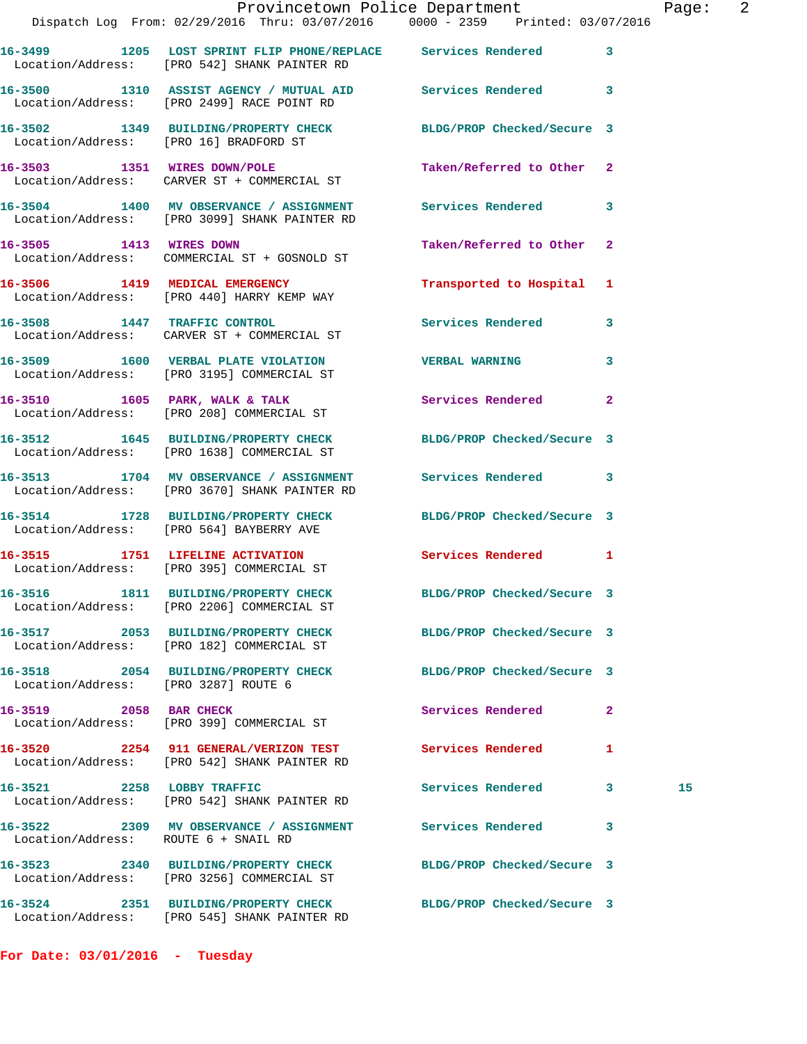16-3499 1205 LOST SPRINT FLIP PHONE/REPLACE Services Rendered 3
Location/Address: [PRO 542] SHANK PAINTER RD

16-3500 1310 ASSIST AGENCY / MUTUAL AID Services Rendered 3
Location/Address: [PRO 2499] RACE POINT RD

16-3502 1349 BUILDING/PROPERTY CHECK BLDG/PROP Checked/Secure 3
Location/Address: [PRO 16] BRADFORD ST

16-3503 1351 WIRES DOWN/POLE Taken/Referred to Other 2
Location/Address: CARVER ST + COMMERCIAL ST

16-3504 1400 MV OBSERVANCE / ASSIGNMENT Services Rendered 3
Location/Address: [PRO 3099] SHANK PAINTER RD

16-3505 1413 WIRES DOWN Taken/Referred to Other 2
Location/Address: COMMERCIAL ST + GOSNOLD ST

16-3506 1419 MEDICAL EMERGENCY Transported to Hospital 1
Location/Address: [PRO 440] HARRY KEMP WAY

16-3508 1447 TRAFFIC CONTROL Services Rendered 3
Location/Address: CARVER ST + COMMERCIAL ST

16-3509 1600 VERBAL PLATE VIOLATION VERBAL WARNING 3
Location/Address: [PRO 3195] COMMERCIAL ST

16-3510 1605 PARK, WALK & TALK Services Rendered 2
Location/Address: [PRO 208] COMMERCIAL ST

16-3512 1645 BUILDING/PROPERTY CHECK BLDG/PROP Checked/Secure 3
Location/Address: [PRO 1638] COMMERCIAL ST

16-3513 1704 MV OBSERVANCE / ASSIGNMENT Services Rendered 3
Location/Address: [PRO 3670] SHANK PAINTER RD

16-3514 1728 BUILDING/PROPERTY CHECK BLDG/PROP Checked/Secure 3
Location/Address: [PRO 564] BAYBERRY AVE

16-3515 1751 LIFELINE ACTIVATION Services Rendered 1
Location/Address: [PRO 395] COMMERCIAL ST

16-3516 1811 BUILDING/PROPERTY CHECK BLDG/PROP Checked/Secure 3
Location/Address: [PRO 2206] COMMERCIAL ST

16-3517 2053 BUILDING/PROPERTY CHECK BLDG/PROP Checked/Secure 3
Location/Address: [PRO 182] COMMERCIAL ST

16-3518 2054 BUILDING/PROPERTY CHECK BLDG/PROP Checked/Secure 3
Location/Address: [PRO 3287] ROUTE 6

16-3519 2058 BAR CHECK Services Rendered 2
Location/Address: [PRO 399] COMMERCIAL ST

16-3520 2254 911 GENERAL/VERIZON TEST Services Rendered 1
Location/Address: [PRO 542] SHANK PAINTER RD

16-3521 2258 LOBBY TRAFFIC Services Rendered 3 15
Location/Address: [PRO 542] SHANK PAINTER RD

16-3522 2309 MV OBSERVANCE / ASSIGNMENT Services Rendered 3
Location/Address: ROUTE 6 + SNAIL RD

16-3523 2340 BUILDING/PROPERTY CHECK BLDG/PROP Checked/Secure 3
Location/Address: [PRO 3256] COMMERCIAL ST

16-3524 2351 BUILDING/PROPERTY CHECK BLDG/PROP Checked/Secure 3
Location/Address: [PRO 545] SHANK PAINTER RD

**For Date: 03/01/2016 - Tuesday**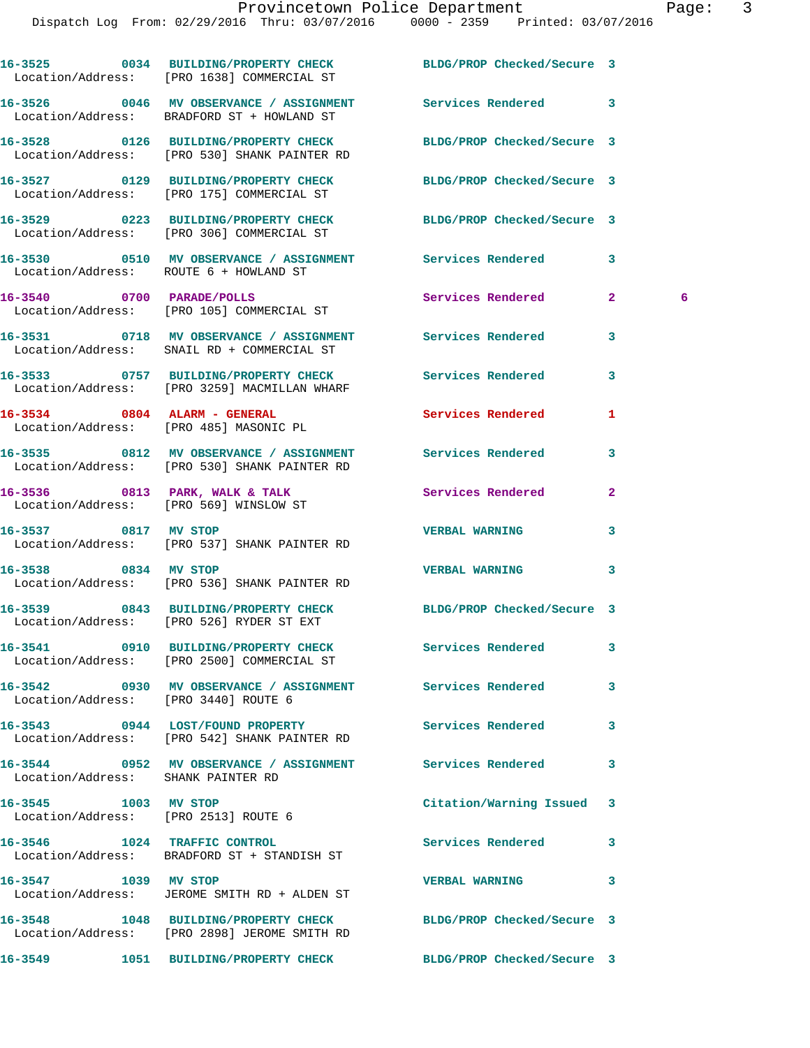| Call # | Time | Call Reason | Action | Priority | |
|---|---|---|---|---|---|
| 16-3525 | 0034 | BUILDING/PROPERTY CHECK | BLDG/PROP Checked/Secure | 3 | |
| Location/Address: | | [PRO 1638] COMMERCIAL ST | | | |
| 16-3526 | 0046 | MV OBSERVANCE / ASSIGNMENT | Services Rendered | 3 | |
| Location/Address: | | BRADFORD ST + HOWLAND ST | | | |
| 16-3528 | 0126 | BUILDING/PROPERTY CHECK | BLDG/PROP Checked/Secure | 3 | |
| Location/Address: | | [PRO 530] SHANK PAINTER RD | | | |
| 16-3527 | 0129 | BUILDING/PROPERTY CHECK | BLDG/PROP Checked/Secure | 3 | |
| Location/Address: | | [PRO 175] COMMERCIAL ST | | | |
| 16-3529 | 0223 | BUILDING/PROPERTY CHECK | BLDG/PROP Checked/Secure | 3 | |
| Location/Address: | | [PRO 306] COMMERCIAL ST | | | |
| 16-3530 | 0510 | MV OBSERVANCE / ASSIGNMENT | Services Rendered | 3 | |
| Location/Address: | | ROUTE 6 + HOWLAND ST | | | |
| 16-3540 | 0700 | PARADE/POLLS | Services Rendered | 2 | 6 |
| Location/Address: | | [PRO 105] COMMERCIAL ST | | | |
| 16-3531 | 0718 | MV OBSERVANCE / ASSIGNMENT | Services Rendered | 3 | |
| Location/Address: | | SNAIL RD + COMMERCIAL ST | | | |
| 16-3533 | 0757 | BUILDING/PROPERTY CHECK | Services Rendered | 3 | |
| Location/Address: | | [PRO 3259] MACMILLAN WHARF | | | |
| 16-3534 | 0804 | ALARM - GENERAL | Services Rendered | 1 | |
| Location/Address: | | [PRO 485] MASONIC PL | | | |
| 16-3535 | 0812 | MV OBSERVANCE / ASSIGNMENT | Services Rendered | 3 | |
| Location/Address: | | [PRO 530] SHANK PAINTER RD | | | |
| 16-3536 | 0813 | PARK, WALK & TALK | Services Rendered | 2 | |
| Location/Address: | | [PRO 569] WINSLOW ST | | | |
| 16-3537 | 0817 | MV STOP | VERBAL WARNING | 3 | |
| Location/Address: | | [PRO 537] SHANK PAINTER RD | | | |
| 16-3538 | 0834 | MV STOP | VERBAL WARNING | 3 | |
| Location/Address: | | [PRO 536] SHANK PAINTER RD | | | |
| 16-3539 | 0843 | BUILDING/PROPERTY CHECK | BLDG/PROP Checked/Secure | 3 | |
| Location/Address: | | [PRO 526] RYDER ST EXT | | | |
| 16-3541 | 0910 | BUILDING/PROPERTY CHECK | Services Rendered | 3 | |
| Location/Address: | | [PRO 2500] COMMERCIAL ST | | | |
| 16-3542 | 0930 | MV OBSERVANCE / ASSIGNMENT | Services Rendered | 3 | |
| Location/Address: | | [PRO 3440] ROUTE 6 | | | |
| 16-3543 | 0944 | LOST/FOUND PROPERTY | Services Rendered | 3 | |
| Location/Address: | | [PRO 542] SHANK PAINTER RD | | | |
| 16-3544 | 0952 | MV OBSERVANCE / ASSIGNMENT | Services Rendered | 3 | |
| Location/Address: | | SHANK PAINTER RD | | | |
| 16-3545 | 1003 | MV STOP | Citation/Warning Issued | 3 | |
| Location/Address: | | [PRO 2513] ROUTE 6 | | | |
| 16-3546 | 1024 | TRAFFIC CONTROL | Services Rendered | 3 | |
| Location/Address: | | BRADFORD ST + STANDISH ST | | | |
| 16-3547 | 1039 | MV STOP | VERBAL WARNING | 3 | |
| Location/Address: | | JEROME SMITH RD + ALDEN ST | | | |
| 16-3548 | 1048 | BUILDING/PROPERTY CHECK | BLDG/PROP Checked/Secure | 3 | |
| Location/Address: | | [PRO 2898] JEROME SMITH RD | | | |
| 16-3549 | 1051 | BUILDING/PROPERTY CHECK | BLDG/PROP Checked/Secure | 3 | |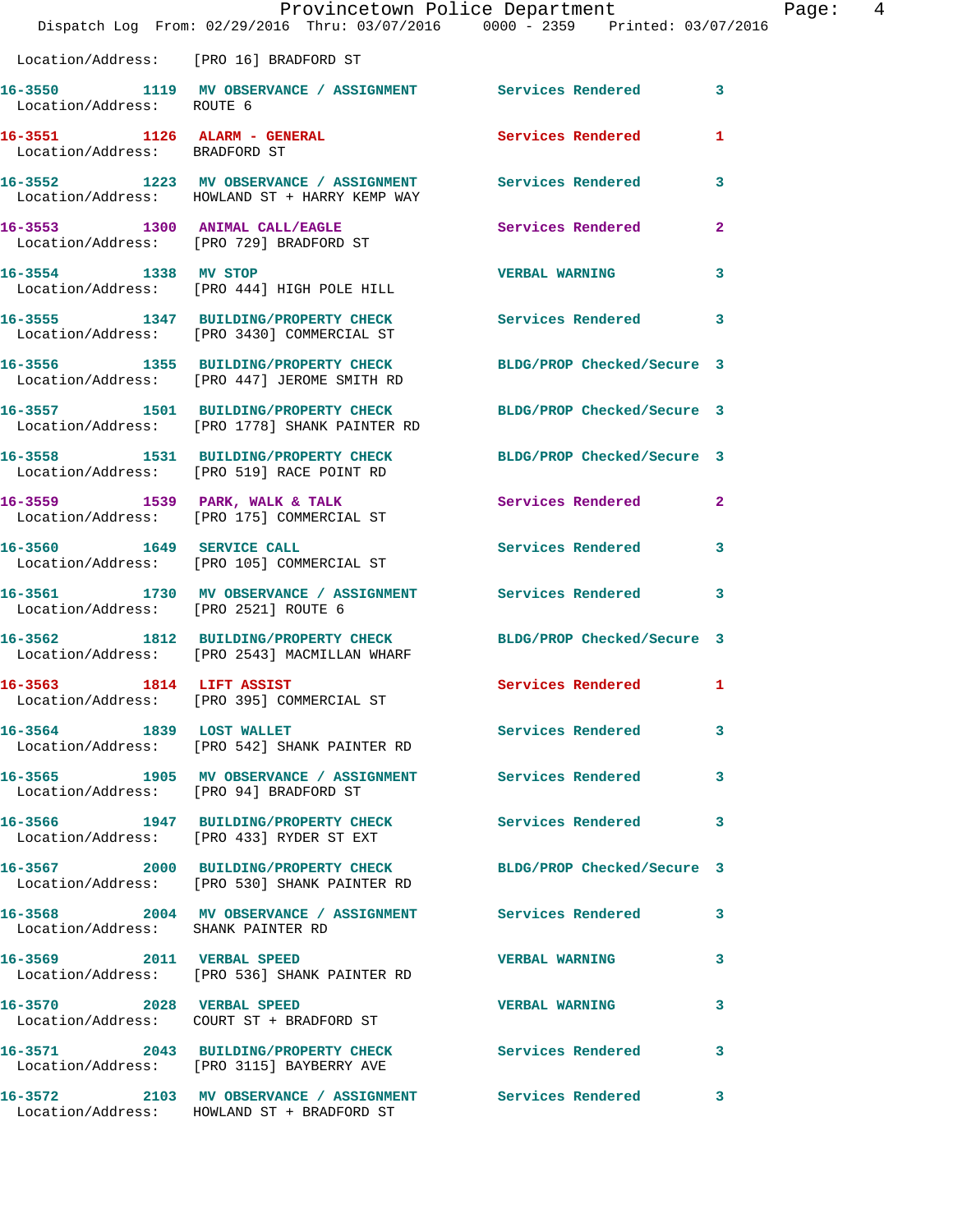Location/Address: [PRO 16] BRADFORD ST

| Call Number | Time | Call Reason | Action | Priority |
|---|---|---|---|---|
| 16-3550 | 1119 | MV OBSERVANCE / ASSIGNMENT | Services Rendered | 3 |
| Location/Address: ROUTE 6 | | | | |
| 16-3551 | 1126 | ALARM - GENERAL | Services Rendered | 1 |
| Location/Address: BRADFORD ST | | | | |
| 16-3552 | 1223 | MV OBSERVANCE / ASSIGNMENT | Services Rendered | 3 |
| Location/Address: HOWLAND ST + HARRY KEMP WAY | | | | |
| 16-3553 | 1300 | ANIMAL CALL/EAGLE | Services Rendered | 2 |
| Location/Address: [PRO 729] BRADFORD ST | | | | |
| 16-3554 | 1338 | MV STOP | VERBAL WARNING | 3 |
| Location/Address: [PRO 444] HIGH POLE HILL | | | | |
| 16-3555 | 1347 | BUILDING/PROPERTY CHECK | Services Rendered | 3 |
| Location/Address: [PRO 3430] COMMERCIAL ST | | | | |
| 16-3556 | 1355 | BUILDING/PROPERTY CHECK | BLDG/PROP Checked/Secure | 3 |
| Location/Address: [PRO 447] JEROME SMITH RD | | | | |
| 16-3557 | 1501 | BUILDING/PROPERTY CHECK | BLDG/PROP Checked/Secure | 3 |
| Location/Address: [PRO 1778] SHANK PAINTER RD | | | | |
| 16-3558 | 1531 | BUILDING/PROPERTY CHECK | BLDG/PROP Checked/Secure | 3 |
| Location/Address: [PRO 519] RACE POINT RD | | | | |
| 16-3559 | 1539 | PARK, WALK & TALK | Services Rendered | 2 |
| Location/Address: [PRO 175] COMMERCIAL ST | | | | |
| 16-3560 | 1649 | SERVICE CALL | Services Rendered | 3 |
| Location/Address: [PRO 105] COMMERCIAL ST | | | | |
| 16-3561 | 1730 | MV OBSERVANCE / ASSIGNMENT | Services Rendered | 3 |
| Location/Address: [PRO 2521] ROUTE 6 | | | | |
| 16-3562 | 1812 | BUILDING/PROPERTY CHECK | BLDG/PROP Checked/Secure | 3 |
| Location/Address: [PRO 2543] MACMILLAN WHARF | | | | |
| 16-3563 | 1814 | LIFT ASSIST | Services Rendered | 1 |
| Location/Address: [PRO 395] COMMERCIAL ST | | | | |
| 16-3564 | 1839 | LOST WALLET | Services Rendered | 3 |
| Location/Address: [PRO 542] SHANK PAINTER RD | | | | |
| 16-3565 | 1905 | MV OBSERVANCE / ASSIGNMENT | Services Rendered | 3 |
| Location/Address: [PRO 94] BRADFORD ST | | | | |
| 16-3566 | 1947 | BUILDING/PROPERTY CHECK | Services Rendered | 3 |
| Location/Address: [PRO 433] RYDER ST EXT | | | | |
| 16-3567 | 2000 | BUILDING/PROPERTY CHECK | BLDG/PROP Checked/Secure | 3 |
| Location/Address: [PRO 530] SHANK PAINTER RD | | | | |
| 16-3568 | 2004 | MV OBSERVANCE / ASSIGNMENT | Services Rendered | 3 |
| Location/Address: SHANK PAINTER RD | | | | |
| 16-3569 | 2011 | VERBAL SPEED | VERBAL WARNING | 3 |
| Location/Address: [PRO 536] SHANK PAINTER RD | | | | |
| 16-3570 | 2028 | VERBAL SPEED | VERBAL WARNING | 3 |
| Location/Address: COURT ST + BRADFORD ST | | | | |
| 16-3571 | 2043 | BUILDING/PROPERTY CHECK | Services Rendered | 3 |
| Location/Address: [PRO 3115] BAYBERRY AVE | | | | |
| 16-3572 | 2103 | MV OBSERVANCE / ASSIGNMENT | Services Rendered | 3 |
| Location/Address: HOWLAND ST + BRADFORD ST | | | | |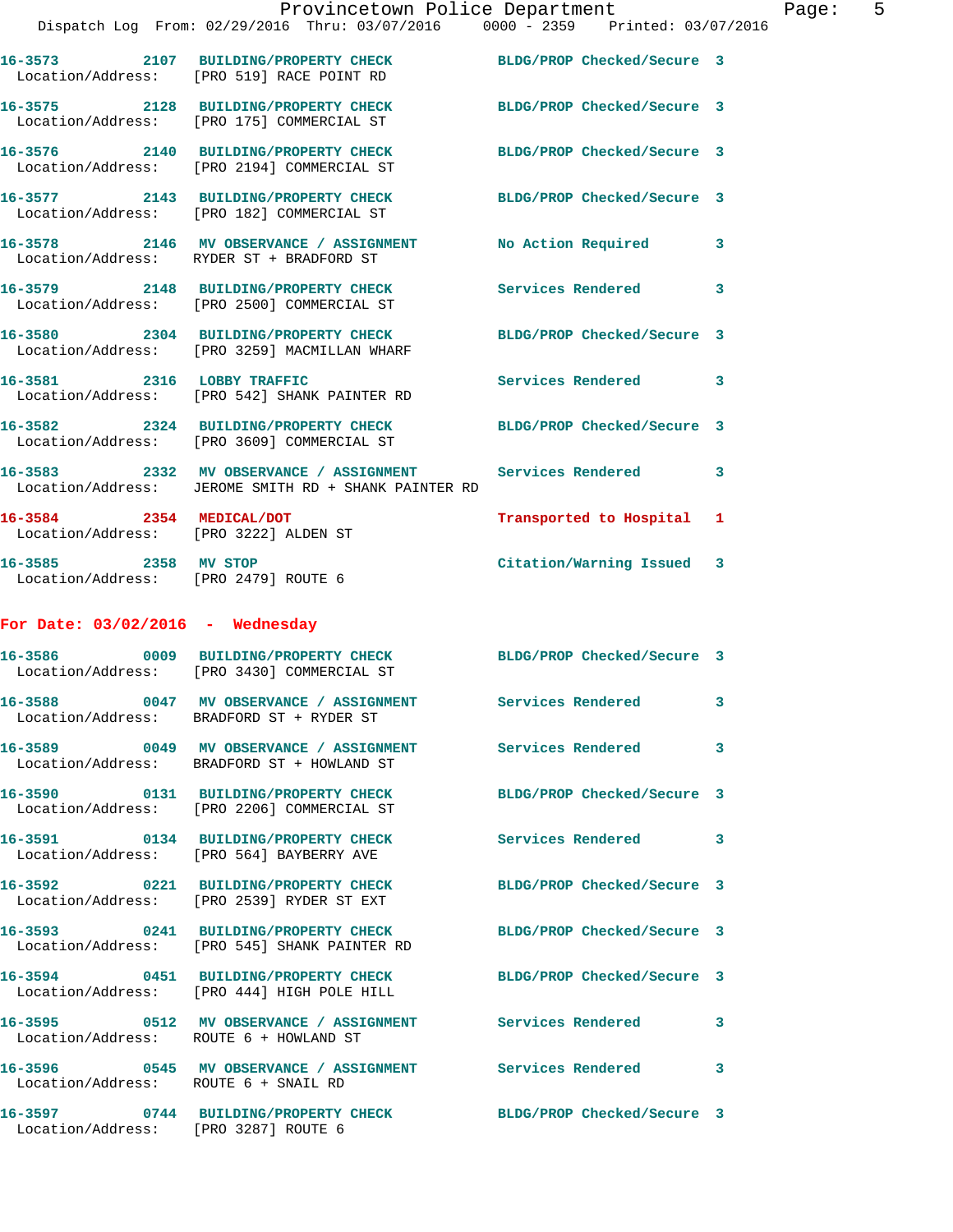| Call # | Time | Call Type | Disposition | Priority |
|---|---|---|---|---|
| 16-3573 | 2107 | BUILDING/PROPERTY CHECK | BLDG/PROP Checked/Secure | 3 |
| Location/Address: | [PRO 519] RACE POINT RD | | | |
| 16-3575 | 2128 | BUILDING/PROPERTY CHECK | BLDG/PROP Checked/Secure | 3 |
| Location/Address: | [PRO 175] COMMERCIAL ST | | | |
| 16-3576 | 2140 | BUILDING/PROPERTY CHECK | BLDG/PROP Checked/Secure | 3 |
| Location/Address: | [PRO 2194] COMMERCIAL ST | | | |
| 16-3577 | 2143 | BUILDING/PROPERTY CHECK | BLDG/PROP Checked/Secure | 3 |
| Location/Address: | [PRO 182] COMMERCIAL ST | | | |
| 16-3578 | 2146 | MV OBSERVANCE / ASSIGNMENT | No Action Required | 3 |
| Location/Address: | RYDER ST + BRADFORD ST | | | |
| 16-3579 | 2148 | BUILDING/PROPERTY CHECK | Services Rendered | 3 |
| Location/Address: | [PRO 2500] COMMERCIAL ST | | | |
| 16-3580 | 2304 | BUILDING/PROPERTY CHECK | BLDG/PROP Checked/Secure | 3 |
| Location/Address: | [PRO 3259] MACMILLAN WHARF | | | |
| 16-3581 | 2316 | LOBBY TRAFFIC | Services Rendered | 3 |
| Location/Address: | [PRO 542] SHANK PAINTER RD | | | |
| 16-3582 | 2324 | BUILDING/PROPERTY CHECK | BLDG/PROP Checked/Secure | 3 |
| Location/Address: | [PRO 3609] COMMERCIAL ST | | | |
| 16-3583 | 2332 | MV OBSERVANCE / ASSIGNMENT | Services Rendered | 3 |
| Location/Address: | JEROME SMITH RD + SHANK PAINTER RD | | | |
| 16-3584 | 2354 | MEDICAL/DOT | Transported to Hospital | 1 |
| Location/Address: | [PRO 3222] ALDEN ST | | | |
| 16-3585 | 2358 | MV STOP | Citation/Warning Issued | 3 |
| Location/Address: | [PRO 2479] ROUTE 6 | | | |

## For Date: 03/02/2016 - Wednesday

| Call # | Time | Call Type | Disposition | Priority |
|---|---|---|---|---|
| 16-3586 | 0009 | BUILDING/PROPERTY CHECK | BLDG/PROP Checked/Secure | 3 |
| Location/Address: | [PRO 3430] COMMERCIAL ST | | | |
| 16-3588 | 0047 | MV OBSERVANCE / ASSIGNMENT | Services Rendered | 3 |
| Location/Address: | BRADFORD ST + RYDER ST | | | |
| 16-3589 | 0049 | MV OBSERVANCE / ASSIGNMENT | Services Rendered | 3 |
| Location/Address: | BRADFORD ST + HOWLAND ST | | | |
| 16-3590 | 0131 | BUILDING/PROPERTY CHECK | BLDG/PROP Checked/Secure | 3 |
| Location/Address: | [PRO 2206] COMMERCIAL ST | | | |
| 16-3591 | 0134 | BUILDING/PROPERTY CHECK | Services Rendered | 3 |
| Location/Address: | [PRO 564] BAYBERRY AVE | | | |
| 16-3592 | 0221 | BUILDING/PROPERTY CHECK | BLDG/PROP Checked/Secure | 3 |
| Location/Address: | [PRO 2539] RYDER ST EXT | | | |
| 16-3593 | 0241 | BUILDING/PROPERTY CHECK | BLDG/PROP Checked/Secure | 3 |
| Location/Address: | [PRO 545] SHANK PAINTER RD | | | |
| 16-3594 | 0451 | BUILDING/PROPERTY CHECK | BLDG/PROP Checked/Secure | 3 |
| Location/Address: | [PRO 444] HIGH POLE HILL | | | |
| 16-3595 | 0512 | MV OBSERVANCE / ASSIGNMENT | Services Rendered | 3 |
| Location/Address: | ROUTE 6 + HOWLAND ST | | | |
| 16-3596 | 0545 | MV OBSERVANCE / ASSIGNMENT | Services Rendered | 3 |
| Location/Address: | ROUTE 6 + SNAIL RD | | | |
| 16-3597 | 0744 | BUILDING/PROPERTY CHECK | BLDG/PROP Checked/Secure | 3 |
| Location/Address: | [PRO 3287] ROUTE 6 | | | |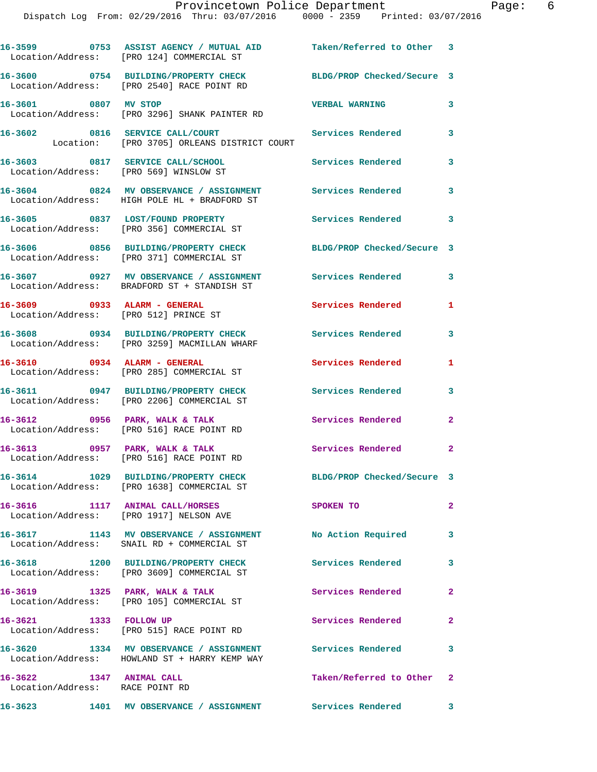| Call # | Time | Call Type | Action | Priority |
|---|---|---|---|---|
| 16-3599 | 0753 | ASSIST AGENCY / MUTUAL AID | Taken/Referred to Other | 3 |
| | | Location/Address: [PRO 124] COMMERCIAL ST | | |
| 16-3600 | 0754 | BUILDING/PROPERTY CHECK | BLDG/PROP Checked/Secure | 3 |
| | | Location/Address: [PRO 2540] RACE POINT RD | | |
| 16-3601 | 0807 | MV STOP | VERBAL WARNING | 3 |
| | | Location/Address: [PRO 3296] SHANK PAINTER RD | | |
| 16-3602 | 0816 | SERVICE CALL/COURT | Services Rendered | 3 |
| | | Location: [PRO 3705] ORLEANS DISTRICT COURT | | |
| 16-3603 | 0817 | SERVICE CALL/SCHOOL | Services Rendered | 3 |
| | | Location/Address: [PRO 569] WINSLOW ST | | |
| 16-3604 | 0824 | MV OBSERVANCE / ASSIGNMENT | Services Rendered | 3 |
| | | Location/Address: HIGH POLE HL + BRADFORD ST | | |
| 16-3605 | 0837 | LOST/FOUND PROPERTY | Services Rendered | 3 |
| | | Location/Address: [PRO 356] COMMERCIAL ST | | |
| 16-3606 | 0856 | BUILDING/PROPERTY CHECK | BLDG/PROP Checked/Secure | 3 |
| | | Location/Address: [PRO 371] COMMERCIAL ST | | |
| 16-3607 | 0927 | MV OBSERVANCE / ASSIGNMENT | Services Rendered | 3 |
| | | Location/Address: BRADFORD ST + STANDISH ST | | |
| 16-3609 | 0933 | ALARM - GENERAL | Services Rendered | 1 |
| | | Location/Address: [PRO 512] PRINCE ST | | |
| 16-3608 | 0934 | BUILDING/PROPERTY CHECK | Services Rendered | 3 |
| | | Location/Address: [PRO 3259] MACMILLAN WHARF | | |
| 16-3610 | 0934 | ALARM - GENERAL | Services Rendered | 1 |
| | | Location/Address: [PRO 285] COMMERCIAL ST | | |
| 16-3611 | 0947 | BUILDING/PROPERTY CHECK | Services Rendered | 3 |
| | | Location/Address: [PRO 2206] COMMERCIAL ST | | |
| 16-3612 | 0956 | PARK, WALK & TALK | Services Rendered | 2 |
| | | Location/Address: [PRO 516] RACE POINT RD | | |
| 16-3613 | 0957 | PARK, WALK & TALK | Services Rendered | 2 |
| | | Location/Address: [PRO 516] RACE POINT RD | | |
| 16-3614 | 1029 | BUILDING/PROPERTY CHECK | BLDG/PROP Checked/Secure | 3 |
| | | Location/Address: [PRO 1638] COMMERCIAL ST | | |
| 16-3616 | 1117 | ANIMAL CALL/HORSES | SPOKEN TO | 2 |
| | | Location/Address: [PRO 1917] NELSON AVE | | |
| 16-3617 | 1143 | MV OBSERVANCE / ASSIGNMENT | No Action Required | 3 |
| | | Location/Address: SNAIL RD + COMMERCIAL ST | | |
| 16-3618 | 1200 | BUILDING/PROPERTY CHECK | Services Rendered | 3 |
| | | Location/Address: [PRO 3609] COMMERCIAL ST | | |
| 16-3619 | 1325 | PARK, WALK & TALK | Services Rendered | 2 |
| | | Location/Address: [PRO 105] COMMERCIAL ST | | |
| 16-3621 | 1333 | FOLLOW UP | Services Rendered | 2 |
| | | Location/Address: [PRO 515] RACE POINT RD | | |
| 16-3620 | 1334 | MV OBSERVANCE / ASSIGNMENT | Services Rendered | 3 |
| | | Location/Address: HOWLAND ST + HARRY KEMP WAY | | |
| 16-3622 | 1347 | ANIMAL CALL | Taken/Referred to Other | 2 |
| | | Location/Address: RACE POINT RD | | |
| 16-3623 | 1401 | MV OBSERVANCE / ASSIGNMENT | Services Rendered | 3 |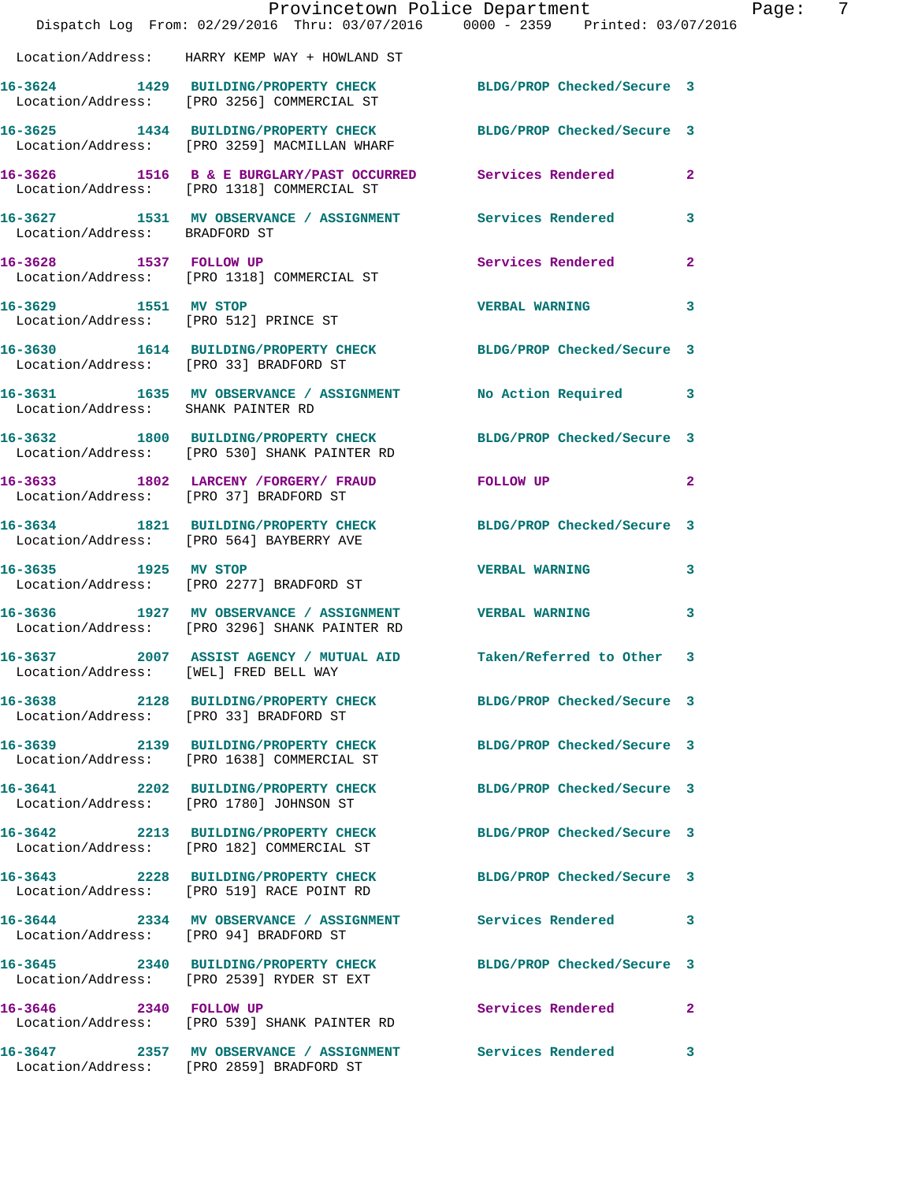Location/Address: HARRY KEMP WAY + HOWLAND ST

| Call No. | Time | Call Reason | Action | Priority |
|---|---|---|---|---|
| 16-3624 | 1429 | BUILDING/PROPERTY CHECK | BLDG/PROP Checked/Secure | 3 |
| | | Location/Address: [PRO 3256] COMMERCIAL ST | | |
| 16-3625 | 1434 | BUILDING/PROPERTY CHECK | BLDG/PROP Checked/Secure | 3 |
| | | Location/Address: [PRO 3259] MACMILLAN WHARF | | |
| 16-3626 | 1516 | B & E BURGLARY/PAST OCCURRED | Services Rendered | 2 |
| | | Location/Address: [PRO 1318] COMMERCIAL ST | | |
| 16-3627 | 1531 | MV OBSERVANCE / ASSIGNMENT | Services Rendered | 3 |
| | | Location/Address: BRADFORD ST | | |
| 16-3628 | 1537 | FOLLOW UP | Services Rendered | 2 |
| | | Location/Address: [PRO 1318] COMMERCIAL ST | | |
| 16-3629 | 1551 | MV STOP | VERBAL WARNING | 3 |
| | | Location/Address: [PRO 512] PRINCE ST | | |
| 16-3630 | 1614 | BUILDING/PROPERTY CHECK | BLDG/PROP Checked/Secure | 3 |
| | | Location/Address: [PRO 33] BRADFORD ST | | |
| 16-3631 | 1635 | MV OBSERVANCE / ASSIGNMENT | No Action Required | 3 |
| | | Location/Address: SHANK PAINTER RD | | |
| 16-3632 | 1800 | BUILDING/PROPERTY CHECK | BLDG/PROP Checked/Secure | 3 |
| | | Location/Address: [PRO 530] SHANK PAINTER RD | | |
| 16-3633 | 1802 | LARCENY /FORGERY/ FRAUD | FOLLOW UP | 2 |
| | | Location/Address: [PRO 37] BRADFORD ST | | |
| 16-3634 | 1821 | BUILDING/PROPERTY CHECK | BLDG/PROP Checked/Secure | 3 |
| | | Location/Address: [PRO 564] BAYBERRY AVE | | |
| 16-3635 | 1925 | MV STOP | VERBAL WARNING | 3 |
| | | Location/Address: [PRO 2277] BRADFORD ST | | |
| 16-3636 | 1927 | MV OBSERVANCE / ASSIGNMENT | VERBAL WARNING | 3 |
| | | Location/Address: [PRO 3296] SHANK PAINTER RD | | |
| 16-3637 | 2007 | ASSIST AGENCY / MUTUAL AID | Taken/Referred to Other | 3 |
| | | Location/Address: [WEL] FRED BELL WAY | | |
| 16-3638 | 2128 | BUILDING/PROPERTY CHECK | BLDG/PROP Checked/Secure | 3 |
| | | Location/Address: [PRO 33] BRADFORD ST | | |
| 16-3639 | 2139 | BUILDING/PROPERTY CHECK | BLDG/PROP Checked/Secure | 3 |
| | | Location/Address: [PRO 1638] COMMERCIAL ST | | |
| 16-3641 | 2202 | BUILDING/PROPERTY CHECK | BLDG/PROP Checked/Secure | 3 |
| | | Location/Address: [PRO 1780] JOHNSON ST | | |
| 16-3642 | 2213 | BUILDING/PROPERTY CHECK | BLDG/PROP Checked/Secure | 3 |
| | | Location/Address: [PRO 182] COMMERCIAL ST | | |
| 16-3643 | 2228 | BUILDING/PROPERTY CHECK | BLDG/PROP Checked/Secure | 3 |
| | | Location/Address: [PRO 519] RACE POINT RD | | |
| 16-3644 | 2334 | MV OBSERVANCE / ASSIGNMENT | Services Rendered | 3 |
| | | Location/Address: [PRO 94] BRADFORD ST | | |
| 16-3645 | 2340 | BUILDING/PROPERTY CHECK | BLDG/PROP Checked/Secure | 3 |
| | | Location/Address: [PRO 2539] RYDER ST EXT | | |
| 16-3646 | 2340 | FOLLOW UP | Services Rendered | 2 |
| | | Location/Address: [PRO 539] SHANK PAINTER RD | | |
| 16-3647 | 2357 | MV OBSERVANCE / ASSIGNMENT | Services Rendered | 3 |
| | | Location/Address: [PRO 2859] BRADFORD ST | | |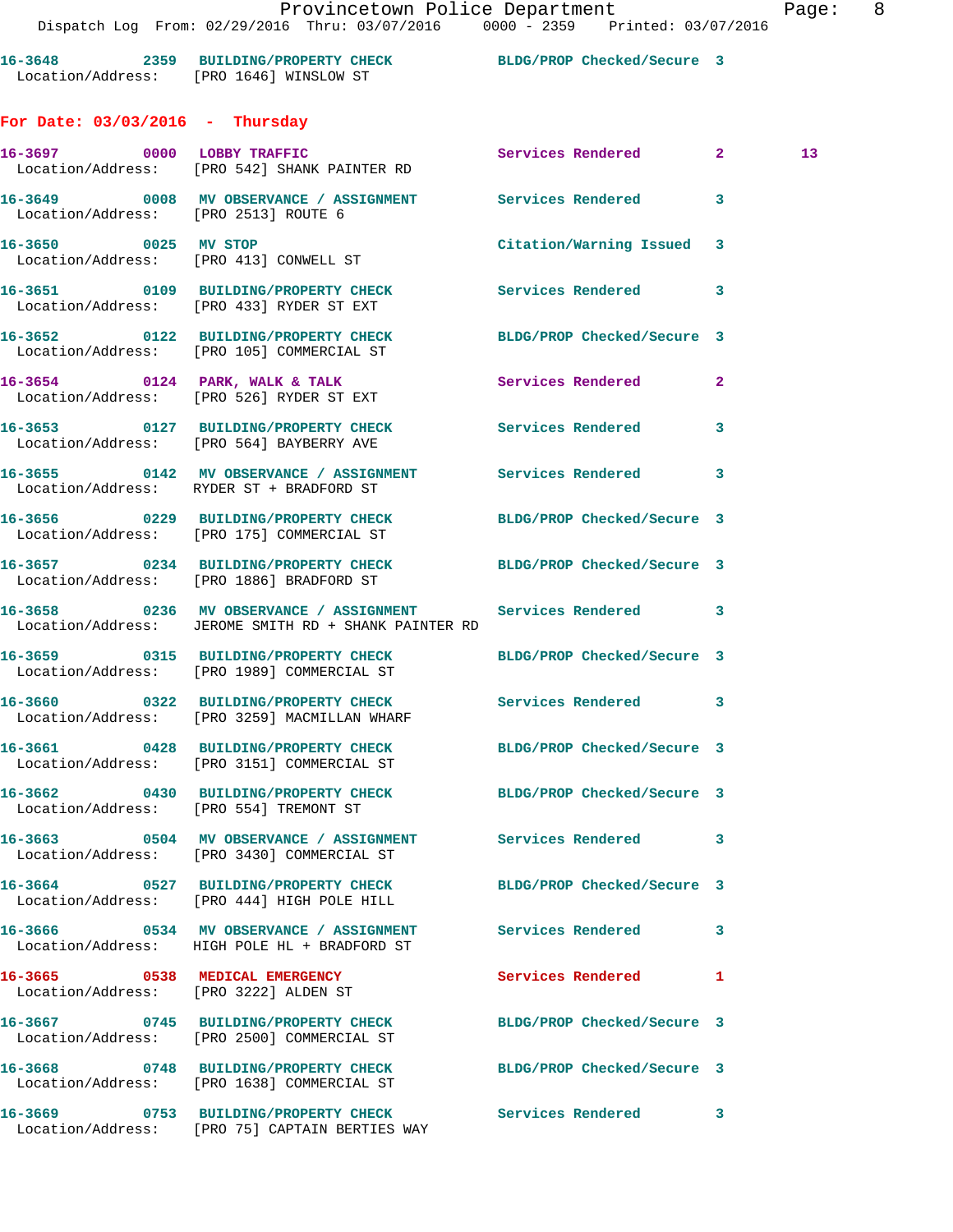16-3648 2359 BUILDING/PROPERTY CHECK BLDG/PROP Checked/Secure 3
Location/Address: [PRO 1646] WINSLOW ST

## For Date: 03/03/2016 - Thursday

16-3697 0000 LOBBY TRAFFIC Services Rendered 2 13
Location/Address: [PRO 542] SHANK PAINTER RD

16-3649 0008 MV OBSERVANCE / ASSIGNMENT Services Rendered 3
Location/Address: [PRO 2513] ROUTE 6

16-3650 0025 MV STOP Citation/Warning Issued 3
Location/Address: [PRO 413] CONWELL ST

16-3651 0109 BUILDING/PROPERTY CHECK Services Rendered 3
Location/Address: [PRO 433] RYDER ST EXT

16-3652 0122 BUILDING/PROPERTY CHECK BLDG/PROP Checked/Secure 3
Location/Address: [PRO 105] COMMERCIAL ST

16-3654 0124 PARK, WALK & TALK Services Rendered 2
Location/Address: [PRO 526] RYDER ST EXT

16-3653 0127 BUILDING/PROPERTY CHECK Services Rendered 3
Location/Address: [PRO 564] BAYBERRY AVE

16-3655 0142 MV OBSERVANCE / ASSIGNMENT Services Rendered 3
Location/Address: RYDER ST + BRADFORD ST

16-3656 0229 BUILDING/PROPERTY CHECK BLDG/PROP Checked/Secure 3
Location/Address: [PRO 175] COMMERCIAL ST

16-3657 0234 BUILDING/PROPERTY CHECK BLDG/PROP Checked/Secure 3
Location/Address: [PRO 1886] BRADFORD ST

16-3658 0236 MV OBSERVANCE / ASSIGNMENT Services Rendered 3
Location/Address: JEROME SMITH RD + SHANK PAINTER RD

16-3659 0315 BUILDING/PROPERTY CHECK BLDG/PROP Checked/Secure 3
Location/Address: [PRO 1989] COMMERCIAL ST

16-3660 0322 BUILDING/PROPERTY CHECK Services Rendered 3
Location/Address: [PRO 3259] MACMILLAN WHARF

16-3661 0428 BUILDING/PROPERTY CHECK BLDG/PROP Checked/Secure 3
Location/Address: [PRO 3151] COMMERCIAL ST

16-3662 0430 BUILDING/PROPERTY CHECK BLDG/PROP Checked/Secure 3
Location/Address: [PRO 554] TREMONT ST

16-3663 0504 MV OBSERVANCE / ASSIGNMENT Services Rendered 3
Location/Address: [PRO 3430] COMMERCIAL ST

16-3664 0527 BUILDING/PROPERTY CHECK BLDG/PROP Checked/Secure 3
Location/Address: [PRO 444] HIGH POLE HILL

16-3666 0534 MV OBSERVANCE / ASSIGNMENT Services Rendered 3
Location/Address: HIGH POLE HL + BRADFORD ST

16-3665 0538 MEDICAL EMERGENCY Services Rendered 1
Location/Address: [PRO 3222] ALDEN ST

16-3667 0745 BUILDING/PROPERTY CHECK BLDG/PROP Checked/Secure 3
Location/Address: [PRO 2500] COMMERCIAL ST

16-3668 0748 BUILDING/PROPERTY CHECK BLDG/PROP Checked/Secure 3
Location/Address: [PRO 1638] COMMERCIAL ST

16-3669 0753 BUILDING/PROPERTY CHECK Services Rendered 3
Location/Address: [PRO 75] CAPTAIN BERTIES WAY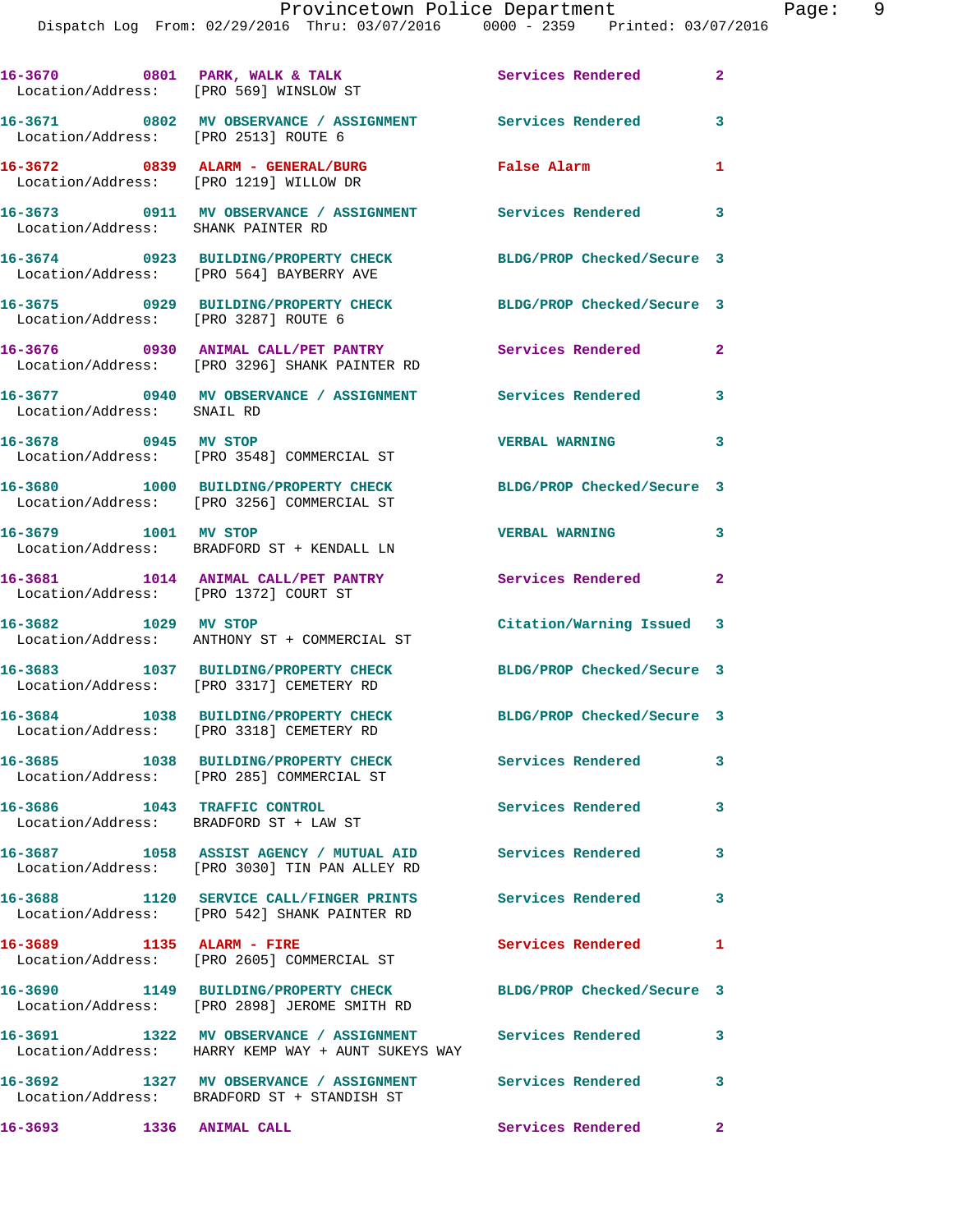16-3670 0801 PARK, WALK & TALK Services Rendered 2
Location/Address: [PRO 569] WINSLOW ST

16-3671 0802 MV OBSERVANCE / ASSIGNMENT Services Rendered 3
Location/Address: [PRO 2513] ROUTE 6

16-3672 0839 ALARM - GENERAL/BURG False Alarm 1
Location/Address: [PRO 1219] WILLOW DR

16-3673 0911 MV OBSERVANCE / ASSIGNMENT Services Rendered 3
Location/Address: SHANK PAINTER RD

16-3674 0923 BUILDING/PROPERTY CHECK BLDG/PROP Checked/Secure 3
Location/Address: [PRO 564] BAYBERRY AVE

16-3675 0929 BUILDING/PROPERTY CHECK BLDG/PROP Checked/Secure 3
Location/Address: [PRO 3287] ROUTE 6

16-3676 0930 ANIMAL CALL/PET PANTRY Services Rendered 2
Location/Address: [PRO 3296] SHANK PAINTER RD

16-3677 0940 MV OBSERVANCE / ASSIGNMENT Services Rendered 3
Location/Address: SNAIL RD

16-3678 0945 MV STOP VERBAL WARNING 3
Location/Address: [PRO 3548] COMMERCIAL ST

16-3680 1000 BUILDING/PROPERTY CHECK BLDG/PROP Checked/Secure 3
Location/Address: [PRO 3256] COMMERCIAL ST

16-3679 1001 MV STOP VERBAL WARNING 3
Location/Address: BRADFORD ST + KENDALL LN

16-3681 1014 ANIMAL CALL/PET PANTRY Services Rendered 2
Location/Address: [PRO 1372] COURT ST

16-3682 1029 MV STOP Citation/Warning Issued 3
Location/Address: ANTHONY ST + COMMERCIAL ST

16-3683 1037 BUILDING/PROPERTY CHECK BLDG/PROP Checked/Secure 3
Location/Address: [PRO 3317] CEMETERY RD

16-3684 1038 BUILDING/PROPERTY CHECK BLDG/PROP Checked/Secure 3
Location/Address: [PRO 3318] CEMETERY RD

16-3685 1038 BUILDING/PROPERTY CHECK Services Rendered 3
Location/Address: [PRO 285] COMMERCIAL ST

16-3686 1043 TRAFFIC CONTROL Services Rendered 3
Location/Address: BRADFORD ST + LAW ST

16-3687 1058 ASSIST AGENCY / MUTUAL AID Services Rendered 3
Location/Address: [PRO 3030] TIN PAN ALLEY RD

16-3688 1120 SERVICE CALL/FINGER PRINTS Services Rendered 3
Location/Address: [PRO 542] SHANK PAINTER RD

16-3689 1135 ALARM - FIRE Services Rendered 1
Location/Address: [PRO 2605] COMMERCIAL ST

16-3690 1149 BUILDING/PROPERTY CHECK BLDG/PROP Checked/Secure 3
Location/Address: [PRO 2898] JEROME SMITH RD

16-3691 1322 MV OBSERVANCE / ASSIGNMENT Services Rendered 3
Location/Address: HARRY KEMP WAY + AUNT SUKEYS WAY

16-3692 1327 MV OBSERVANCE / ASSIGNMENT Services Rendered 3
Location/Address: BRADFORD ST + STANDISH ST

16-3693 1336 ANIMAL CALL Services Rendered 2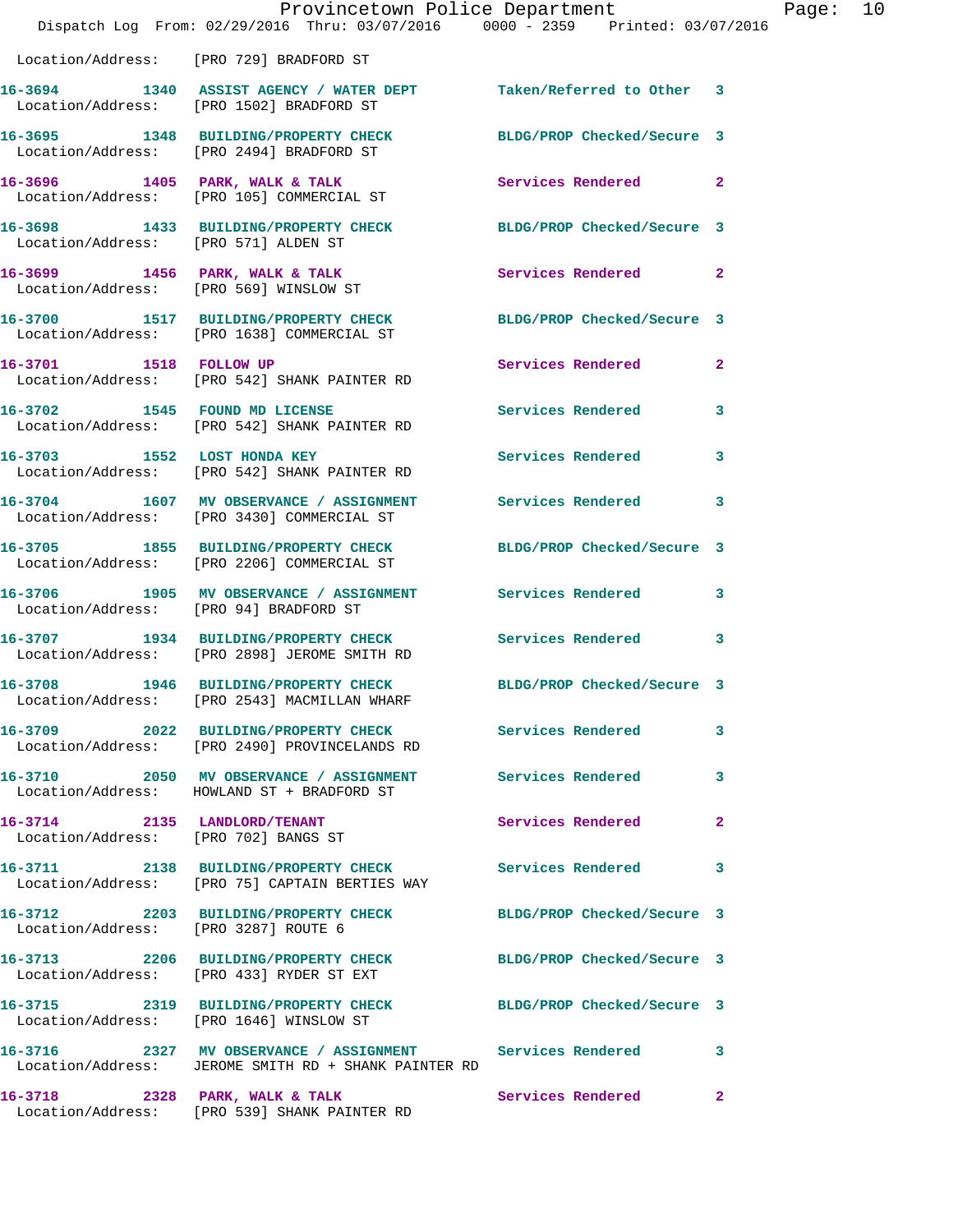Location/Address: [PRO 729] BRADFORD ST

**16-3694 1340 ASSIST AGENCY / WATER DEPT** Taken/Referred to Other 3
Location/Address: [PRO 1502] BRADFORD ST

**16-3695 1348 BUILDING/PROPERTY CHECK** BLDG/PROP Checked/Secure 3
Location/Address: [PRO 2494] BRADFORD ST

**16-3696 1405 PARK, WALK & TALK** Services Rendered 2
Location/Address: [PRO 105] COMMERCIAL ST

**16-3698 1433 BUILDING/PROPERTY CHECK** BLDG/PROP Checked/Secure 3
Location/Address: [PRO 571] ALDEN ST

**16-3699 1456 PARK, WALK & TALK** Services Rendered 2
Location/Address: [PRO 569] WINSLOW ST

**16-3700 1517 BUILDING/PROPERTY CHECK** BLDG/PROP Checked/Secure 3
Location/Address: [PRO 1638] COMMERCIAL ST

**16-3701 1518 FOLLOW UP** Services Rendered 2
Location/Address: [PRO 542] SHANK PAINTER RD

**16-3702 1545 FOUND MD LICENSE** Services Rendered 3
Location/Address: [PRO 542] SHANK PAINTER RD

**16-3703 1552 LOST HONDA KEY** Services Rendered 3
Location/Address: [PRO 542] SHANK PAINTER RD

**16-3704 1607 MV OBSERVANCE / ASSIGNMENT** Services Rendered 3
Location/Address: [PRO 3430] COMMERCIAL ST

**16-3705 1855 BUILDING/PROPERTY CHECK** BLDG/PROP Checked/Secure 3
Location/Address: [PRO 2206] COMMERCIAL ST

**16-3706 1905 MV OBSERVANCE / ASSIGNMENT** Services Rendered 3
Location/Address: [PRO 94] BRADFORD ST

**16-3707 1934 BUILDING/PROPERTY CHECK** Services Rendered 3
Location/Address: [PRO 2898] JEROME SMITH RD

**16-3708 1946 BUILDING/PROPERTY CHECK** BLDG/PROP Checked/Secure 3
Location/Address: [PRO 2543] MACMILLAN WHARF

**16-3709 2022 BUILDING/PROPERTY CHECK** Services Rendered 3
Location/Address: [PRO 2490] PROVINCELANDS RD

**16-3710 2050 MV OBSERVANCE / ASSIGNMENT** Services Rendered 3
Location/Address: HOWLAND ST + BRADFORD ST

**16-3714 2135 LANDLORD/TENANT** Services Rendered 2
Location/Address: [PRO 702] BANGS ST

**16-3711 2138 BUILDING/PROPERTY CHECK** Services Rendered 3
Location/Address: [PRO 75] CAPTAIN BERTIES WAY

**16-3712 2203 BUILDING/PROPERTY CHECK** BLDG/PROP Checked/Secure 3
Location/Address: [PRO 3287] ROUTE 6

**16-3713 2206 BUILDING/PROPERTY CHECK** BLDG/PROP Checked/Secure 3
Location/Address: [PRO 433] RYDER ST EXT

**16-3715 2319 BUILDING/PROPERTY CHECK** BLDG/PROP Checked/Secure 3
Location/Address: [PRO 1646] WINSLOW ST

**16-3716 2327 MV OBSERVANCE / ASSIGNMENT** Services Rendered 3
Location/Address: JEROME SMITH RD + SHANK PAINTER RD

**16-3718 2328 PARK, WALK & TALK** Services Rendered 2
Location/Address: [PRO 539] SHANK PAINTER RD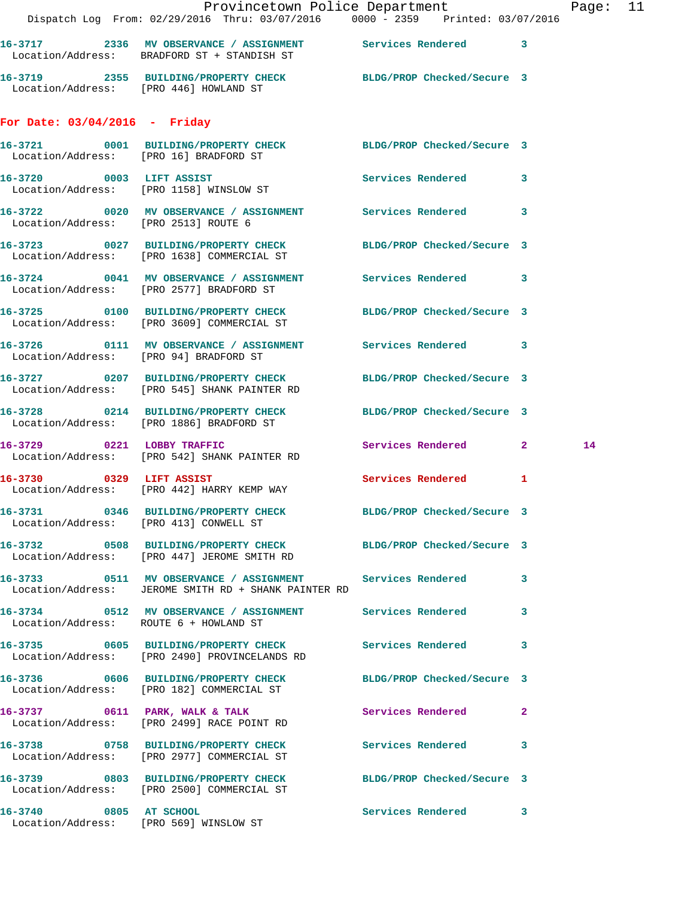16-3717 2336 MV OBSERVANCE / ASSIGNMENT Services Rendered 3
Location/Address: BRADFORD ST + STANDISH ST

16-3719 2355 BUILDING/PROPERTY CHECK BLDG/PROP Checked/Secure 3
Location/Address: [PRO 446] HOWLAND ST

## For Date: 03/04/2016 - Friday

16-3721 0001 BUILDING/PROPERTY CHECK BLDG/PROP Checked/Secure 3
Location/Address: [PRO 16] BRADFORD ST

16-3720 0003 LIFT ASSIST Services Rendered 3
Location/Address: [PRO 1158] WINSLOW ST

16-3722 0020 MV OBSERVANCE / ASSIGNMENT Services Rendered 3
Location/Address: [PRO 2513] ROUTE 6

16-3723 0027 BUILDING/PROPERTY CHECK BLDG/PROP Checked/Secure 3
Location/Address: [PRO 1638] COMMERCIAL ST

16-3724 0041 MV OBSERVANCE / ASSIGNMENT Services Rendered 3
Location/Address: [PRO 2577] BRADFORD ST

16-3725 0100 BUILDING/PROPERTY CHECK BLDG/PROP Checked/Secure 3
Location/Address: [PRO 3609] COMMERCIAL ST

16-3726 0111 MV OBSERVANCE / ASSIGNMENT Services Rendered 3
Location/Address: [PRO 94] BRADFORD ST

16-3727 0207 BUILDING/PROPERTY CHECK BLDG/PROP Checked/Secure 3
Location/Address: [PRO 545] SHANK PAINTER RD

16-3728 0214 BUILDING/PROPERTY CHECK BLDG/PROP Checked/Secure 3
Location/Address: [PRO 1886] BRADFORD ST

16-3729 0221 LOBBY TRAFFIC Services Rendered 2 14
Location/Address: [PRO 542] SHANK PAINTER RD

16-3730 0329 LIFT ASSIST Services Rendered 1
Location/Address: [PRO 442] HARRY KEMP WAY

16-3731 0346 BUILDING/PROPERTY CHECK BLDG/PROP Checked/Secure 3
Location/Address: [PRO 413] CONWELL ST

16-3732 0508 BUILDING/PROPERTY CHECK BLDG/PROP Checked/Secure 3
Location/Address: [PRO 447] JEROME SMITH RD

16-3733 0511 MV OBSERVANCE / ASSIGNMENT Services Rendered 3
Location/Address: JEROME SMITH RD + SHANK PAINTER RD

16-3734 0512 MV OBSERVANCE / ASSIGNMENT Services Rendered 3
Location/Address: ROUTE 6 + HOWLAND ST

16-3735 0605 BUILDING/PROPERTY CHECK Services Rendered 3
Location/Address: [PRO 2490] PROVINCELANDS RD

16-3736 0606 BUILDING/PROPERTY CHECK BLDG/PROP Checked/Secure 3
Location/Address: [PRO 182] COMMERCIAL ST

16-3737 0611 PARK, WALK & TALK Services Rendered 2
Location/Address: [PRO 2499] RACE POINT RD

16-3738 0758 BUILDING/PROPERTY CHECK Services Rendered 3
Location/Address: [PRO 2977] COMMERCIAL ST

16-3739 0803 BUILDING/PROPERTY CHECK BLDG/PROP Checked/Secure 3
Location/Address: [PRO 2500] COMMERCIAL ST

16-3740 0805 AT SCHOOL Services Rendered 3
Location/Address: [PRO 569] WINSLOW ST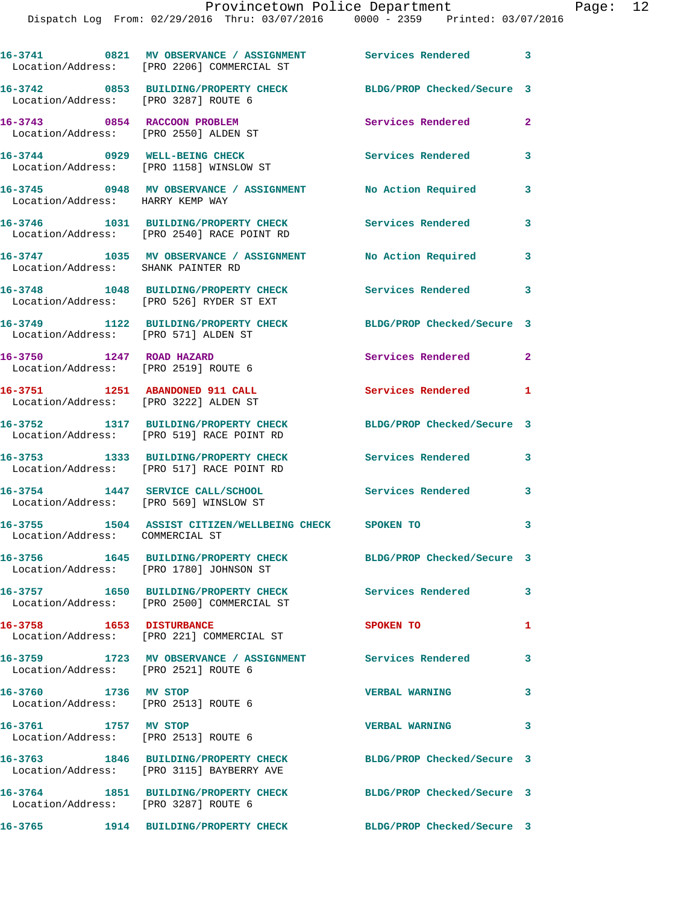16-3741 0821 MV OBSERVANCE / ASSIGNMENT Services Rendered 3
Location/Address: [PRO 2206] COMMERCIAL ST

16-3742 0853 BUILDING/PROPERTY CHECK BLDG/PROP Checked/Secure 3
Location/Address: [PRO 3287] ROUTE 6

16-3743 0854 RACCOON PROBLEM Services Rendered 2
Location/Address: [PRO 2550] ALDEN ST

16-3744 0929 WELL-BEING CHECK Services Rendered 3
Location/Address: [PRO 1158] WINSLOW ST

16-3745 0948 MV OBSERVANCE / ASSIGNMENT No Action Required 3
Location/Address: HARRY KEMP WAY

16-3746 1031 BUILDING/PROPERTY CHECK Services Rendered 3
Location/Address: [PRO 2540] RACE POINT RD

16-3747 1035 MV OBSERVANCE / ASSIGNMENT No Action Required 3
Location/Address: SHANK PAINTER RD

16-3748 1048 BUILDING/PROPERTY CHECK Services Rendered 3
Location/Address: [PRO 526] RYDER ST EXT

16-3749 1122 BUILDING/PROPERTY CHECK BLDG/PROP Checked/Secure 3
Location/Address: [PRO 571] ALDEN ST

16-3750 1247 ROAD HAZARD Services Rendered 2
Location/Address: [PRO 2519] ROUTE 6

16-3751 1251 ABANDONED 911 CALL Services Rendered 1
Location/Address: [PRO 3222] ALDEN ST

16-3752 1317 BUILDING/PROPERTY CHECK BLDG/PROP Checked/Secure 3
Location/Address: [PRO 519] RACE POINT RD

16-3753 1333 BUILDING/PROPERTY CHECK Services Rendered 3
Location/Address: [PRO 517] RACE POINT RD

16-3754 1447 SERVICE CALL/SCHOOL Services Rendered 3
Location/Address: [PRO 569] WINSLOW ST

16-3755 1504 ASSIST CITIZEN/WELLBEING CHECK SPOKEN TO 3
Location/Address: COMMERCIAL ST

16-3756 1645 BUILDING/PROPERTY CHECK BLDG/PROP Checked/Secure 3
Location/Address: [PRO 1780] JOHNSON ST

16-3757 1650 BUILDING/PROPERTY CHECK Services Rendered 3
Location/Address: [PRO 2500] COMMERCIAL ST

16-3758 1653 DISTURBANCE SPOKEN TO 1
Location/Address: [PRO 221] COMMERCIAL ST

16-3759 1723 MV OBSERVANCE / ASSIGNMENT Services Rendered 3
Location/Address: [PRO 2521] ROUTE 6

16-3760 1736 MV STOP VERBAL WARNING 3
Location/Address: [PRO 2513] ROUTE 6

16-3761 1757 MV STOP VERBAL WARNING 3
Location/Address: [PRO 2513] ROUTE 6

16-3763 1846 BUILDING/PROPERTY CHECK BLDG/PROP Checked/Secure 3
Location/Address: [PRO 3115] BAYBERRY AVE

16-3764 1851 BUILDING/PROPERTY CHECK BLDG/PROP Checked/Secure 3
Location/Address: [PRO 3287] ROUTE 6

16-3765 1914 BUILDING/PROPERTY CHECK BLDG/PROP Checked/Secure 3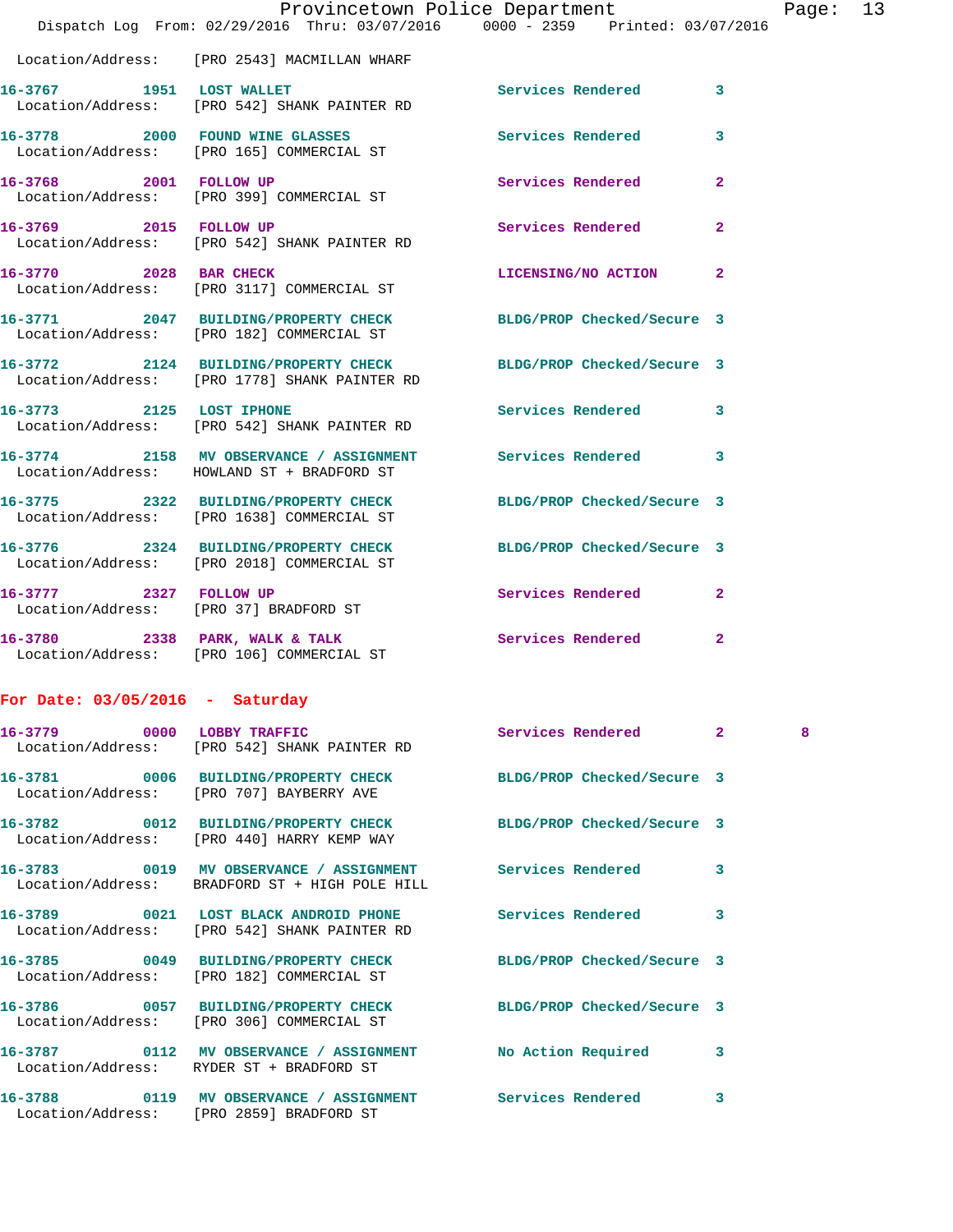Location/Address: [PRO 2543] MACMILLAN WHARF

16-3767 1951 LOST WALLET Services Rendered 3
Location/Address: [PRO 542] SHANK PAINTER RD

16-3778 2000 FOUND WINE GLASSES Services Rendered 3
Location/Address: [PRO 165] COMMERCIAL ST

16-3768 2001 FOLLOW UP Services Rendered 2
Location/Address: [PRO 399] COMMERCIAL ST

16-3769 2015 FOLLOW UP Services Rendered 2
Location/Address: [PRO 542] SHANK PAINTER RD

16-3770 2028 BAR CHECK LICENSING/NO ACTION 2
Location/Address: [PRO 3117] COMMERCIAL ST

16-3771 2047 BUILDING/PROPERTY CHECK BLDG/PROP Checked/Secure 3
Location/Address: [PRO 182] COMMERCIAL ST

16-3772 2124 BUILDING/PROPERTY CHECK BLDG/PROP Checked/Secure 3
Location/Address: [PRO 1778] SHANK PAINTER RD

16-3773 2125 LOST IPHONE Services Rendered 3
Location/Address: [PRO 542] SHANK PAINTER RD

16-3774 2158 MV OBSERVANCE / ASSIGNMENT Services Rendered 3
Location/Address: HOWLAND ST + BRADFORD ST

16-3775 2322 BUILDING/PROPERTY CHECK BLDG/PROP Checked/Secure 3
Location/Address: [PRO 1638] COMMERCIAL ST

16-3776 2324 BUILDING/PROPERTY CHECK BLDG/PROP Checked/Secure 3
Location/Address: [PRO 2018] COMMERCIAL ST

16-3777 2327 FOLLOW UP Services Rendered 2
Location/Address: [PRO 37] BRADFORD ST

16-3780 2338 PARK, WALK & TALK Services Rendered 2
Location/Address: [PRO 106] COMMERCIAL ST

**For Date: 03/05/2016 - Saturday**

16-3779 0000 LOBBY TRAFFIC Services Rendered 2 8
Location/Address: [PRO 542] SHANK PAINTER RD

16-3781 0006 BUILDING/PROPERTY CHECK BLDG/PROP Checked/Secure 3
Location/Address: [PRO 707] BAYBERRY AVE

16-3782 0012 BUILDING/PROPERTY CHECK BLDG/PROP Checked/Secure 3
Location/Address: [PRO 440] HARRY KEMP WAY

16-3783 0019 MV OBSERVANCE / ASSIGNMENT Services Rendered 3
Location/Address: BRADFORD ST + HIGH POLE HILL

16-3789 0021 LOST BLACK ANDROID PHONE Services Rendered 3
Location/Address: [PRO 542] SHANK PAINTER RD

16-3785 0049 BUILDING/PROPERTY CHECK BLDG/PROP Checked/Secure 3
Location/Address: [PRO 182] COMMERCIAL ST

16-3786 0057 BUILDING/PROPERTY CHECK BLDG/PROP Checked/Secure 3
Location/Address: [PRO 306] COMMERCIAL ST

16-3787 0112 MV OBSERVANCE / ASSIGNMENT No Action Required 3
Location/Address: RYDER ST + BRADFORD ST

16-3788 0119 MV OBSERVANCE / ASSIGNMENT Services Rendered 3
Location/Address: [PRO 2859] BRADFORD ST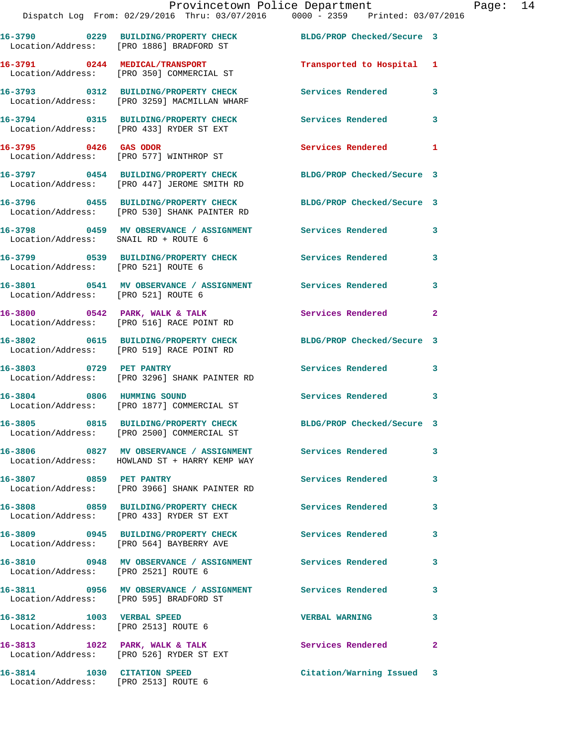16-3790 0229 BUILDING/PROPERTY CHECK BLDG/PROP Checked/Secure 3
Location/Address: [PRO 1886] BRADFORD ST

16-3791 0244 MEDICAL/TRANSPORT Transported to Hospital 1
Location/Address: [PRO 350] COMMERCIAL ST

16-3793 0312 BUILDING/PROPERTY CHECK Services Rendered 3
Location/Address: [PRO 3259] MACMILLAN WHARF

16-3794 0315 BUILDING/PROPERTY CHECK Services Rendered 3
Location/Address: [PRO 433] RYDER ST EXT

16-3795 0426 GAS ODOR Services Rendered 1
Location/Address: [PRO 577] WINTHROP ST

16-3797 0454 BUILDING/PROPERTY CHECK BLDG/PROP Checked/Secure 3
Location/Address: [PRO 447] JEROME SMITH RD

16-3796 0455 BUILDING/PROPERTY CHECK BLDG/PROP Checked/Secure 3
Location/Address: [PRO 530] SHANK PAINTER RD

16-3798 0459 MV OBSERVANCE / ASSIGNMENT Services Rendered 3
Location/Address: SNAIL RD + ROUTE 6

16-3799 0539 BUILDING/PROPERTY CHECK Services Rendered 3
Location/Address: [PRO 521] ROUTE 6

16-3801 0541 MV OBSERVANCE / ASSIGNMENT Services Rendered 3
Location/Address: [PRO 521] ROUTE 6

16-3800 0542 PARK, WALK & TALK Services Rendered 2
Location/Address: [PRO 516] RACE POINT RD

16-3802 0615 BUILDING/PROPERTY CHECK BLDG/PROP Checked/Secure 3
Location/Address: [PRO 519] RACE POINT RD

16-3803 0729 PET PANTRY Services Rendered 3
Location/Address: [PRO 3296] SHANK PAINTER RD

16-3804 0806 HUMMING SOUND Services Rendered 3
Location/Address: [PRO 1877] COMMERCIAL ST

16-3805 0815 BUILDING/PROPERTY CHECK BLDG/PROP Checked/Secure 3
Location/Address: [PRO 2500] COMMERCIAL ST

16-3806 0827 MV OBSERVANCE / ASSIGNMENT Services Rendered 3
Location/Address: HOWLAND ST + HARRY KEMP WAY

16-3807 0859 PET PANTRY Services Rendered 3
Location/Address: [PRO 3966] SHANK PAINTER RD

16-3808 0859 BUILDING/PROPERTY CHECK Services Rendered 3
Location/Address: [PRO 433] RYDER ST EXT

16-3809 0945 BUILDING/PROPERTY CHECK Services Rendered 3
Location/Address: [PRO 564] BAYBERRY AVE

16-3810 0948 MV OBSERVANCE / ASSIGNMENT Services Rendered 3
Location/Address: [PRO 2521] ROUTE 6

16-3811 0956 MV OBSERVANCE / ASSIGNMENT Services Rendered 3
Location/Address: [PRO 595] BRADFORD ST

16-3812 1003 VERBAL SPEED VERBAL WARNING 3
Location/Address: [PRO 2513] ROUTE 6

16-3813 1022 PARK, WALK & TALK Services Rendered 2
Location/Address: [PRO 526] RYDER ST EXT

16-3814 1030 CITATION SPEED Citation/Warning Issued 3
Location/Address: [PRO 2513] ROUTE 6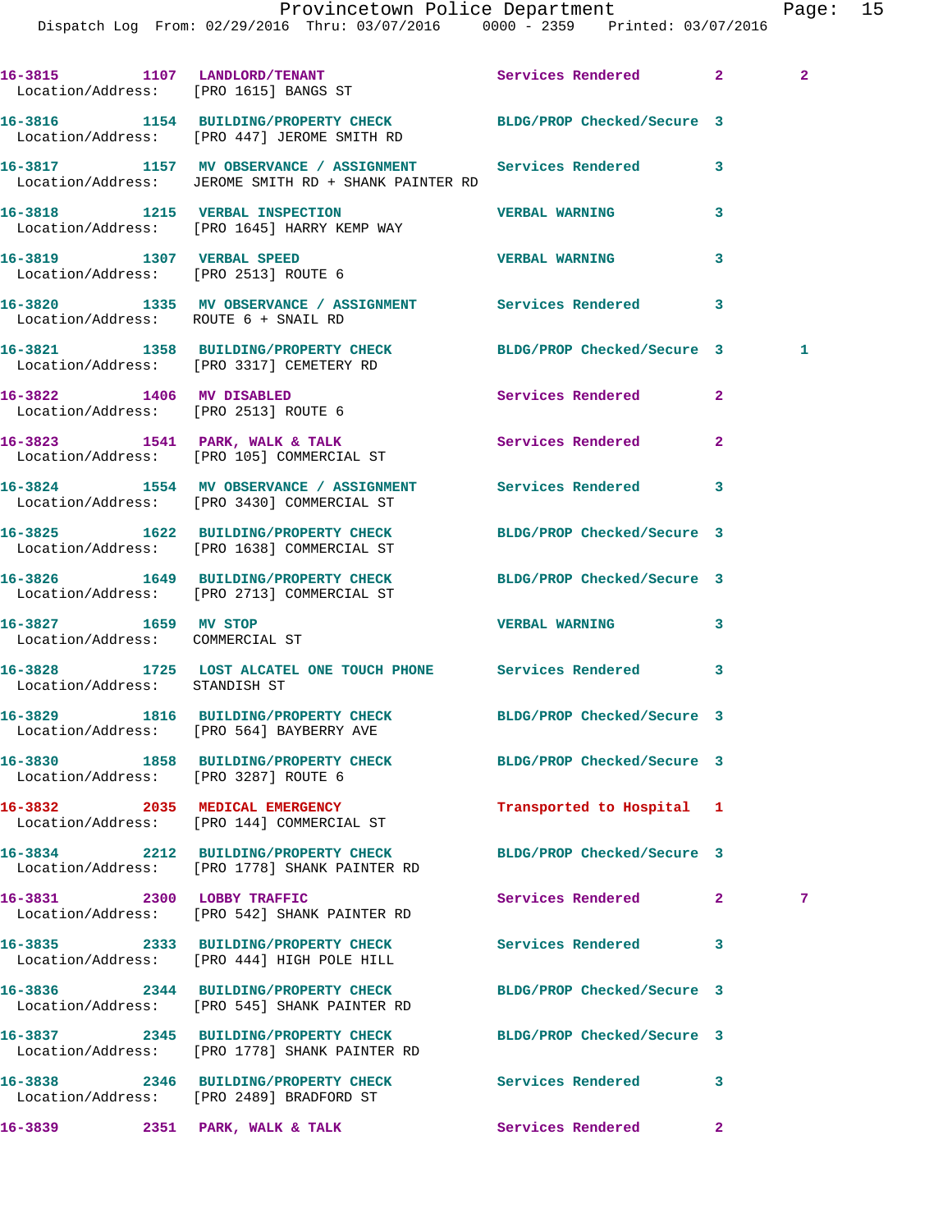| Call # | Time | Call Reason | Action | Priority | |
|---|---|---|---|---|---|
| 16-3815 | 1107 | LANDLORD/TENANT | Services Rendered | 2 | 2 |
| Location/Address: | | [PRO 1615] BANGS ST | | | |
| 16-3816 | 1154 | BUILDING/PROPERTY CHECK | BLDG/PROP Checked/Secure | 3 | |
| Location/Address: | | [PRO 447] JEROME SMITH RD | | | |
| 16-3817 | 1157 | MV OBSERVANCE / ASSIGNMENT | Services Rendered | 3 | |
| Location/Address: | | JEROME SMITH RD + SHANK PAINTER RD | | | |
| 16-3818 | 1215 | VERBAL INSPECTION | VERBAL WARNING | 3 | |
| Location/Address: | | [PRO 1645] HARRY KEMP WAY | | | |
| 16-3819 | 1307 | VERBAL SPEED | VERBAL WARNING | 3 | |
| Location/Address: | | [PRO 2513] ROUTE 6 | | | |
| 16-3820 | 1335 | MV OBSERVANCE / ASSIGNMENT | Services Rendered | 3 | |
| Location/Address: | | ROUTE 6 + SNAIL RD | | | |
| 16-3821 | 1358 | BUILDING/PROPERTY CHECK | BLDG/PROP Checked/Secure | 3 | 1 |
| Location/Address: | | [PRO 3317] CEMETERY RD | | | |
| 16-3822 | 1406 | MV DISABLED | Services Rendered | 2 | |
| Location/Address: | | [PRO 2513] ROUTE 6 | | | |
| 16-3823 | 1541 | PARK, WALK & TALK | Services Rendered | 2 | |
| Location/Address: | | [PRO 105] COMMERCIAL ST | | | |
| 16-3824 | 1554 | MV OBSERVANCE / ASSIGNMENT | Services Rendered | 3 | |
| Location/Address: | | [PRO 3430] COMMERCIAL ST | | | |
| 16-3825 | 1622 | BUILDING/PROPERTY CHECK | BLDG/PROP Checked/Secure | 3 | |
| Location/Address: | | [PRO 1638] COMMERCIAL ST | | | |
| 16-3826 | 1649 | BUILDING/PROPERTY CHECK | BLDG/PROP Checked/Secure | 3 | |
| Location/Address: | | [PRO 2713] COMMERCIAL ST | | | |
| 16-3827 | 1659 | MV STOP | VERBAL WARNING | 3 | |
| Location/Address: | | COMMERCIAL ST | | | |
| 16-3828 | 1725 | LOST ALCATEL ONE TOUCH PHONE | Services Rendered | 3 | |
| Location/Address: | | STANDISH ST | | | |
| 16-3829 | 1816 | BUILDING/PROPERTY CHECK | BLDG/PROP Checked/Secure | 3 | |
| Location/Address: | | [PRO 564] BAYBERRY AVE | | | |
| 16-3830 | 1858 | BUILDING/PROPERTY CHECK | BLDG/PROP Checked/Secure | 3 | |
| Location/Address: | | [PRO 3287] ROUTE 6 | | | |
| 16-3832 | 2035 | MEDICAL EMERGENCY | Transported to Hospital | 1 | |
| Location/Address: | | [PRO 144] COMMERCIAL ST | | | |
| 16-3834 | 2212 | BUILDING/PROPERTY CHECK | BLDG/PROP Checked/Secure | 3 | |
| Location/Address: | | [PRO 1778] SHANK PAINTER RD | | | |
| 16-3831 | 2300 | LOBBY TRAFFIC | Services Rendered | 2 | 7 |
| Location/Address: | | [PRO 542] SHANK PAINTER RD | | | |
| 16-3835 | 2333 | BUILDING/PROPERTY CHECK | Services Rendered | 3 | |
| Location/Address: | | [PRO 444] HIGH POLE HILL | | | |
| 16-3836 | 2344 | BUILDING/PROPERTY CHECK | BLDG/PROP Checked/Secure | 3 | |
| Location/Address: | | [PRO 545] SHANK PAINTER RD | | | |
| 16-3837 | 2345 | BUILDING/PROPERTY CHECK | BLDG/PROP Checked/Secure | 3 | |
| Location/Address: | | [PRO 1778] SHANK PAINTER RD | | | |
| 16-3838 | 2346 | BUILDING/PROPERTY CHECK | Services Rendered | 3 | |
| Location/Address: | | [PRO 2489] BRADFORD ST | | | |
| 16-3839 | 2351 | PARK, WALK & TALK | Services Rendered | 2 | |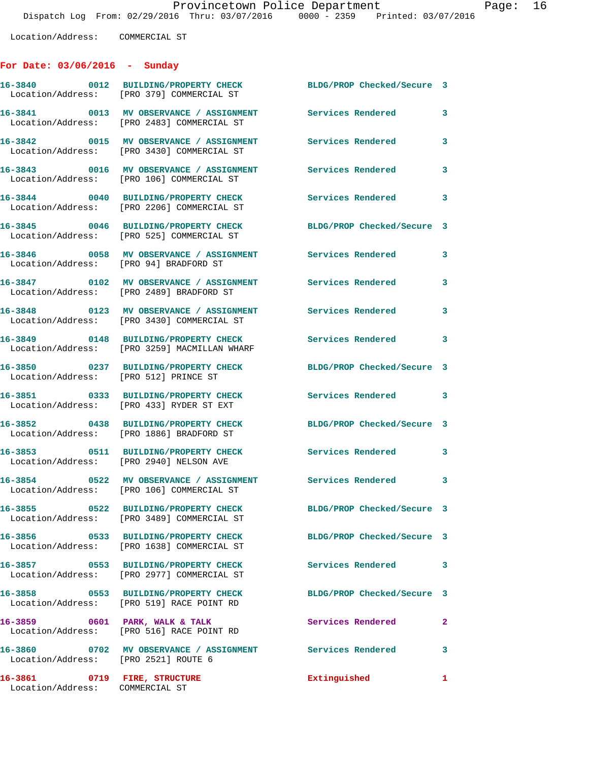Location/Address: COMMERCIAL ST

## For Date: 03/06/2016 - Sunday

| Call # | Time | Call Reason | Action | Priority |
|---|---|---|---|---|
| 16-3840 | 0012 | BUILDING/PROPERTY CHECK | BLDG/PROP Checked/Secure | 3 |
| | | Location/Address: [PRO 379] COMMERCIAL ST | | |
| 16-3841 | 0013 | MV OBSERVANCE / ASSIGNMENT | Services Rendered | 3 |
| | | Location/Address: [PRO 2483] COMMERCIAL ST | | |
| 16-3842 | 0015 | MV OBSERVANCE / ASSIGNMENT | Services Rendered | 3 |
| | | Location/Address: [PRO 3430] COMMERCIAL ST | | |
| 16-3843 | 0016 | MV OBSERVANCE / ASSIGNMENT | Services Rendered | 3 |
| | | Location/Address: [PRO 106] COMMERCIAL ST | | |
| 16-3844 | 0040 | BUILDING/PROPERTY CHECK | Services Rendered | 3 |
| | | Location/Address: [PRO 2206] COMMERCIAL ST | | |
| 16-3845 | 0046 | BUILDING/PROPERTY CHECK | BLDG/PROP Checked/Secure | 3 |
| | | Location/Address: [PRO 525] COMMERCIAL ST | | |
| 16-3846 | 0058 | MV OBSERVANCE / ASSIGNMENT | Services Rendered | 3 |
| | | Location/Address: [PRO 94] BRADFORD ST | | |
| 16-3847 | 0102 | MV OBSERVANCE / ASSIGNMENT | Services Rendered | 3 |
| | | Location/Address: [PRO 2489] BRADFORD ST | | |
| 16-3848 | 0123 | MV OBSERVANCE / ASSIGNMENT | Services Rendered | 3 |
| | | Location/Address: [PRO 3430] COMMERCIAL ST | | |
| 16-3849 | 0148 | BUILDING/PROPERTY CHECK | Services Rendered | 3 |
| | | Location/Address: [PRO 3259] MACMILLAN WHARF | | |
| 16-3850 | 0237 | BUILDING/PROPERTY CHECK | BLDG/PROP Checked/Secure | 3 |
| | | Location/Address: [PRO 512] PRINCE ST | | |
| 16-3851 | 0333 | BUILDING/PROPERTY CHECK | Services Rendered | 3 |
| | | Location/Address: [PRO 433] RYDER ST EXT | | |
| 16-3852 | 0438 | BUILDING/PROPERTY CHECK | BLDG/PROP Checked/Secure | 3 |
| | | Location/Address: [PRO 1886] BRADFORD ST | | |
| 16-3853 | 0511 | BUILDING/PROPERTY CHECK | Services Rendered | 3 |
| | | Location/Address: [PRO 2940] NELSON AVE | | |
| 16-3854 | 0522 | MV OBSERVANCE / ASSIGNMENT | Services Rendered | 3 |
| | | Location/Address: [PRO 106] COMMERCIAL ST | | |
| 16-3855 | 0522 | BUILDING/PROPERTY CHECK | BLDG/PROP Checked/Secure | 3 |
| | | Location/Address: [PRO 3489] COMMERCIAL ST | | |
| 16-3856 | 0533 | BUILDING/PROPERTY CHECK | BLDG/PROP Checked/Secure | 3 |
| | | Location/Address: [PRO 1638] COMMERCIAL ST | | |
| 16-3857 | 0553 | BUILDING/PROPERTY CHECK | Services Rendered | 3 |
| | | Location/Address: [PRO 2977] COMMERCIAL ST | | |
| 16-3858 | 0553 | BUILDING/PROPERTY CHECK | BLDG/PROP Checked/Secure | 3 |
| | | Location/Address: [PRO 519] RACE POINT RD | | |
| 16-3859 | 0601 | PARK, WALK & TALK | Services Rendered | 2 |
| | | Location/Address: [PRO 516] RACE POINT RD | | |
| 16-3860 | 0702 | MV OBSERVANCE / ASSIGNMENT | Services Rendered | 3 |
| | | Location/Address: [PRO 2521] ROUTE 6 | | |
| 16-3861 | 0719 | FIRE, STRUCTURE | Extinguished | 1 |
| | | Location/Address: COMMERCIAL ST | | |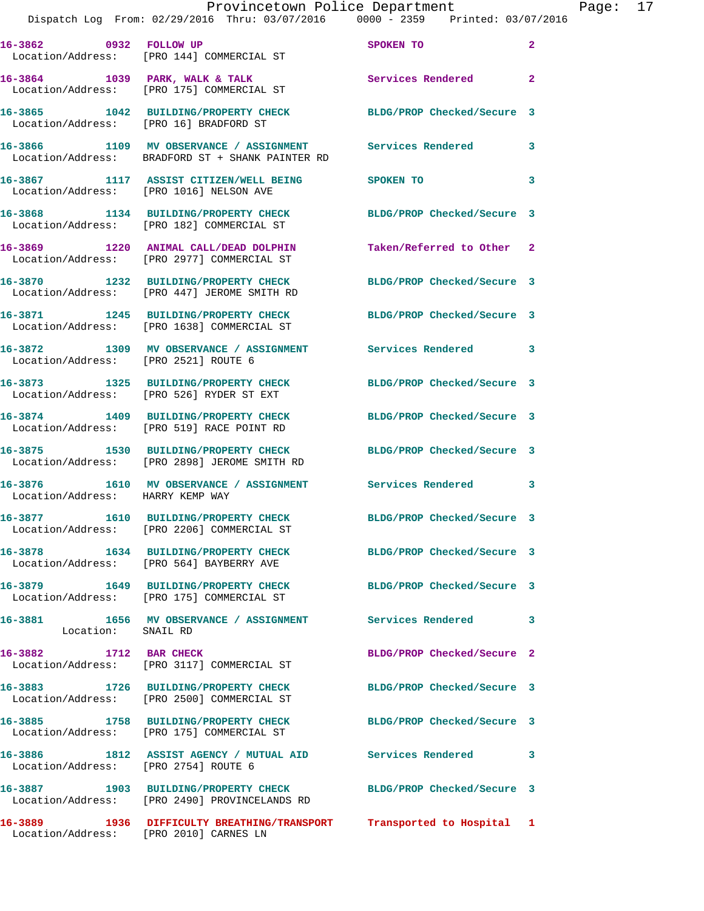| Call # | Time | Call Reason | Action | Priority |
|---|---|---|---|---|
| 16-3862 | 0932 | FOLLOW UP | SPOKEN TO | 2 |
| Location/Address: [PRO 144] COMMERCIAL ST | | | | |
| 16-3864 | 1039 | PARK, WALK & TALK | Services Rendered | 2 |
| Location/Address: [PRO 175] COMMERCIAL ST | | | | |
| 16-3865 | 1042 | BUILDING/PROPERTY CHECK | BLDG/PROP Checked/Secure | 3 |
| Location/Address: [PRO 16] BRADFORD ST | | | | |
| 16-3866 | 1109 | MV OBSERVANCE / ASSIGNMENT | Services Rendered | 3 |
| Location/Address: BRADFORD ST + SHANK PAINTER RD | | | | |
| 16-3867 | 1117 | ASSIST CITIZEN/WELL BEING | SPOKEN TO | 3 |
| Location/Address: [PRO 1016] NELSON AVE | | | | |
| 16-3868 | 1134 | BUILDING/PROPERTY CHECK | BLDG/PROP Checked/Secure | 3 |
| Location/Address: [PRO 182] COMMERCIAL ST | | | | |
| 16-3869 | 1220 | ANIMAL CALL/DEAD DOLPHIN | Taken/Referred to Other | 2 |
| Location/Address: [PRO 2977] COMMERCIAL ST | | | | |
| 16-3870 | 1232 | BUILDING/PROPERTY CHECK | BLDG/PROP Checked/Secure | 3 |
| Location/Address: [PRO 447] JEROME SMITH RD | | | | |
| 16-3871 | 1245 | BUILDING/PROPERTY CHECK | BLDG/PROP Checked/Secure | 3 |
| Location/Address: [PRO 1638] COMMERCIAL ST | | | | |
| 16-3872 | 1309 | MV OBSERVANCE / ASSIGNMENT | Services Rendered | 3 |
| Location/Address: [PRO 2521] ROUTE 6 | | | | |
| 16-3873 | 1325 | BUILDING/PROPERTY CHECK | BLDG/PROP Checked/Secure | 3 |
| Location/Address: [PRO 526] RYDER ST EXT | | | | |
| 16-3874 | 1409 | BUILDING/PROPERTY CHECK | BLDG/PROP Checked/Secure | 3 |
| Location/Address: [PRO 519] RACE POINT RD | | | | |
| 16-3875 | 1530 | BUILDING/PROPERTY CHECK | BLDG/PROP Checked/Secure | 3 |
| Location/Address: [PRO 2898] JEROME SMITH RD | | | | |
| 16-3876 | 1610 | MV OBSERVANCE / ASSIGNMENT | Services Rendered | 3 |
| Location/Address: HARRY KEMP WAY | | | | |
| 16-3877 | 1610 | BUILDING/PROPERTY CHECK | BLDG/PROP Checked/Secure | 3 |
| Location/Address: [PRO 2206] COMMERCIAL ST | | | | |
| 16-3878 | 1634 | BUILDING/PROPERTY CHECK | BLDG/PROP Checked/Secure | 3 |
| Location/Address: [PRO 564] BAYBERRY AVE | | | | |
| 16-3879 | 1649 | BUILDING/PROPERTY CHECK | BLDG/PROP Checked/Secure | 3 |
| Location/Address: [PRO 175] COMMERCIAL ST | | | | |
| 16-3881 | 1656 | MV OBSERVANCE / ASSIGNMENT | Services Rendered | 3 |
| Location: SNAIL RD | | | | |
| 16-3882 | 1712 | BAR CHECK | BLDG/PROP Checked/Secure | 2 |
| Location/Address: [PRO 3117] COMMERCIAL ST | | | | |
| 16-3883 | 1726 | BUILDING/PROPERTY CHECK | BLDG/PROP Checked/Secure | 3 |
| Location/Address: [PRO 2500] COMMERCIAL ST | | | | |
| 16-3885 | 1758 | BUILDING/PROPERTY CHECK | BLDG/PROP Checked/Secure | 3 |
| Location/Address: [PRO 175] COMMERCIAL ST | | | | |
| 16-3886 | 1812 | ASSIST AGENCY / MUTUAL AID | Services Rendered | 3 |
| Location/Address: [PRO 2754] ROUTE 6 | | | | |
| 16-3887 | 1903 | BUILDING/PROPERTY CHECK | BLDG/PROP Checked/Secure | 3 |
| Location/Address: [PRO 2490] PROVINCELANDS RD | | | | |
| 16-3889 | 1936 | DIFFICULTY BREATHING/TRANSPORT | Transported to Hospital | 1 |
| Location/Address: [PRO 2010] CARNES LN | | | | |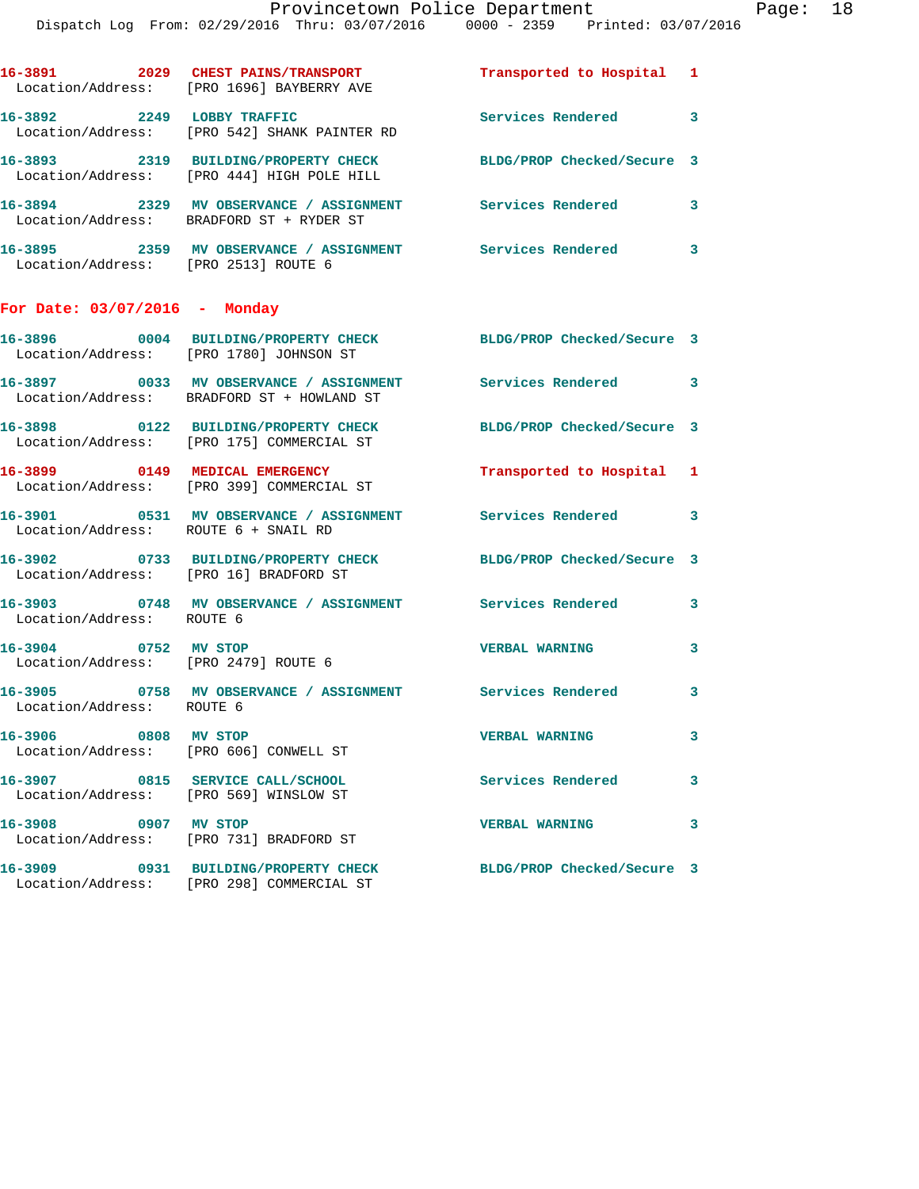16-3891 2029 CHEST PAINS/TRANSPORT Transported to Hospital 1
Location/Address: [PRO 1696] BAYBERRY AVE

16-3892 2249 LOBBY TRAFFIC Services Rendered 3
Location/Address: [PRO 542] SHANK PAINTER RD

16-3893 2319 BUILDING/PROPERTY CHECK BLDG/PROP Checked/Secure 3
Location/Address: [PRO 444] HIGH POLE HILL

16-3894 2329 MV OBSERVANCE / ASSIGNMENT Services Rendered 3
Location/Address: BRADFORD ST + RYDER ST

16-3895 2359 MV OBSERVANCE / ASSIGNMENT Services Rendered 3
Location/Address: [PRO 2513] ROUTE 6

## For Date: 03/07/2016 - Monday

16-3896 0004 BUILDING/PROPERTY CHECK BLDG/PROP Checked/Secure 3
Location/Address: [PRO 1780] JOHNSON ST

16-3897 0033 MV OBSERVANCE / ASSIGNMENT Services Rendered 3
Location/Address: BRADFORD ST + HOWLAND ST

16-3898 0122 BUILDING/PROPERTY CHECK BLDG/PROP Checked/Secure 3
Location/Address: [PRO 175] COMMERCIAL ST

16-3899 0149 MEDICAL EMERGENCY Transported to Hospital 1
Location/Address: [PRO 399] COMMERCIAL ST

16-3901 0531 MV OBSERVANCE / ASSIGNMENT Services Rendered 3
Location/Address: ROUTE 6 + SNAIL RD

16-3902 0733 BUILDING/PROPERTY CHECK BLDG/PROP Checked/Secure 3
Location/Address: [PRO 16] BRADFORD ST

16-3903 0748 MV OBSERVANCE / ASSIGNMENT Services Rendered 3
Location/Address: ROUTE 6

16-3904 0752 MV STOP VERBAL WARNING 3
Location/Address: [PRO 2479] ROUTE 6

16-3905 0758 MV OBSERVANCE / ASSIGNMENT Services Rendered 3
Location/Address: ROUTE 6

16-3906 0808 MV STOP VERBAL WARNING 3
Location/Address: [PRO 606] CONWELL ST

16-3907 0815 SERVICE CALL/SCHOOL Services Rendered 3
Location/Address: [PRO 569] WINSLOW ST

16-3908 0907 MV STOP VERBAL WARNING 3
Location/Address: [PRO 731] BRADFORD ST

16-3909 0931 BUILDING/PROPERTY CHECK BLDG/PROP Checked/Secure 3
Location/Address: [PRO 298] COMMERCIAL ST